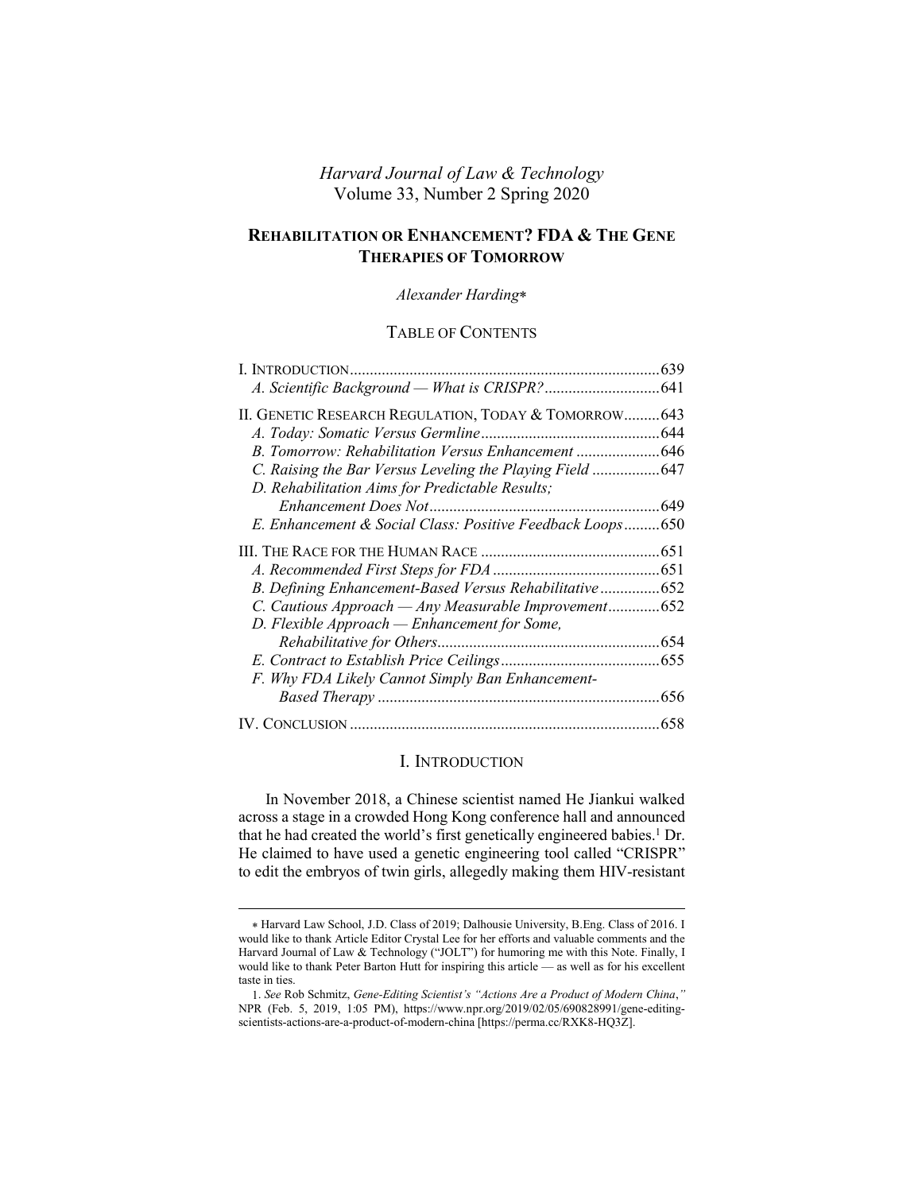*Harvard Journal of Law & Technology*
Volume 33, Number 2 Spring 2020

# REHABILITATION OR ENHANCEMENT? FDA & THE GENE THERAPIES OF TOMORROW

*Alexander Harding*[*]

## TABLE OF CONTENTS

I. INTRODUCTION ... 639
*A. Scientific Background — What is CRISPR?* ... 641

II. GENETIC RESEARCH REGULATION, TODAY & TOMORROW ... 643
*A. Today: Somatic Versus Germline* ... 644
*B. Tomorrow: Rehabilitation Versus Enhancement* ... 646
*C. Raising the Bar Versus Leveling the Playing Field* ... 647
*D. Rehabilitation Aims for Predictable Results; Enhancement Does Not* ... 649
*E. Enhancement & Social Class: Positive Feedback Loops* ... 650

III. THE RACE FOR THE HUMAN RACE ... 651
*A. Recommended First Steps for FDA* ... 651
*B. Defining Enhancement-Based Versus Rehabilitative* ... 652
*C. Cautious Approach — Any Measurable Improvement* ... 652
*D. Flexible Approach — Enhancement for Some, Rehabilitative for Others* ... 654
*E. Contract to Establish Price Ceilings* ... 655
*F. Why FDA Likely Cannot Simply Ban Enhancement-Based Therapy* ... 656

IV. CONCLUSION ... 658

## I. INTRODUCTION

In November 2018, a Chinese scientist named He Jiankui walked across a stage in a crowded Hong Kong conference hall and announced that he had created the world's first genetically engineered babies.[1] Dr. He claimed to have used a genetic engineering tool called "CRISPR" to edit the embryos of twin girls, allegedly making them HIV-resistant

---

[*] Harvard Law School, J.D. Class of 2019; Dalhousie University, B.Eng. Class of 2016. I would like to thank Article Editor Crystal Lee for her efforts and valuable comments and the Harvard Journal of Law & Technology ("JOLT") for humoring me with this Note. Finally, I would like to thank Peter Barton Hutt for inspiring this article — as well as for his excellent taste in ties.

1. *See* Rob Schmitz, *Gene-Editing Scientist's "Actions Are a Product of Modern China*,*"* NPR (Feb. 5, 2019, 1:05 PM), https://www.npr.org/2019/02/05/690828991/gene-editing-scientists-actions-are-a-product-of-modern-china [https://perma.cc/RXK8-HQ3Z].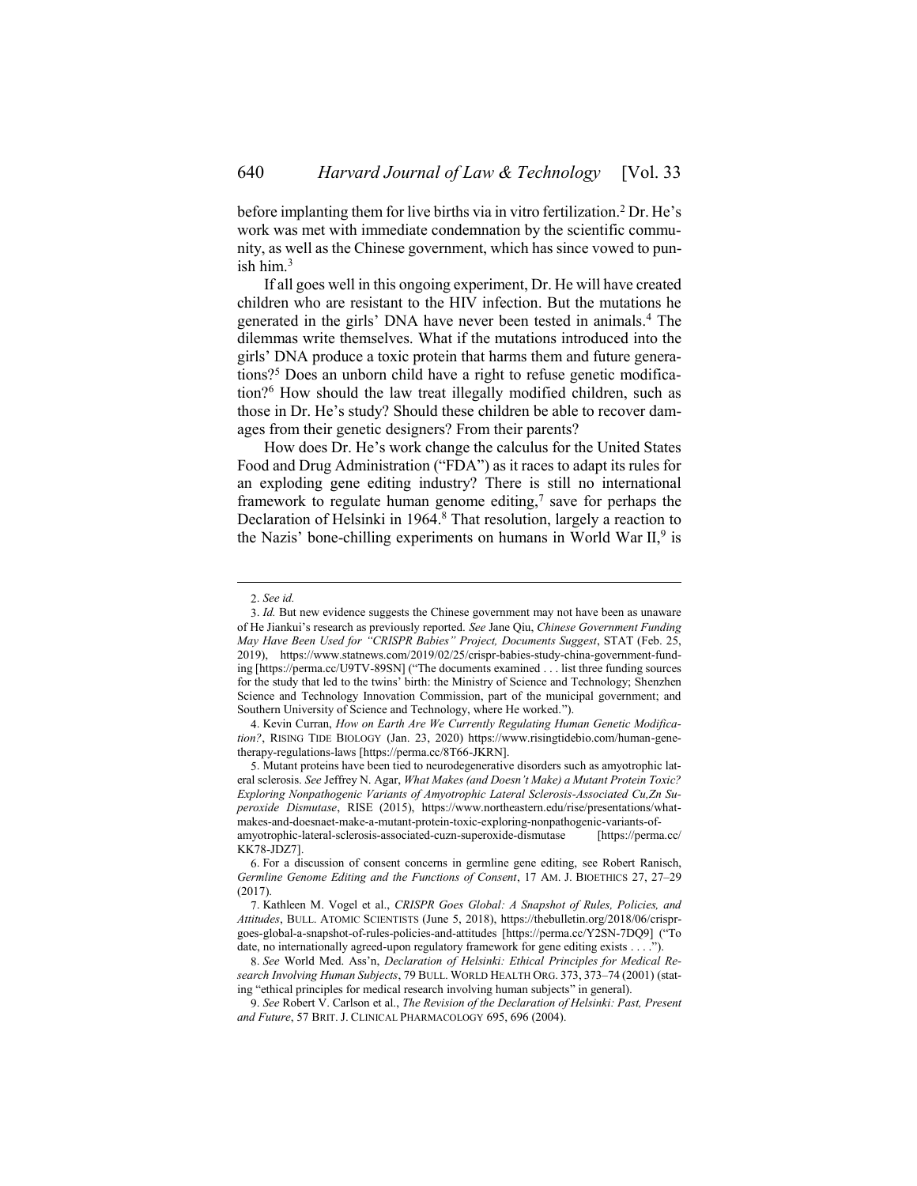before implanting them for live births via in vitro fertilization.[2] Dr. He's work was met with immediate condemnation by the scientific community, as well as the Chinese government, which has since vowed to punish him.[3]

If all goes well in this ongoing experiment, Dr. He will have created children who are resistant to the HIV infection. But the mutations he generated in the girls' DNA have never been tested in animals.[4] The dilemmas write themselves. What if the mutations introduced into the girls' DNA produce a toxic protein that harms them and future generations?[5] Does an unborn child have a right to refuse genetic modification?[6] How should the law treat illegally modified children, such as those in Dr. He's study? Should these children be able to recover damages from their genetic designers? From their parents?

How does Dr. He's work change the calculus for the United States Food and Drug Administration ("FDA") as it races to adapt its rules for an exploding gene editing industry? There is still no international framework to regulate human genome editing,[7] save for perhaps the Declaration of Helsinki in 1964.[8] That resolution, largely a reaction to the Nazis' bone-chilling experiments on humans in World War II,[9] is

---

2. *See id.*

3. *Id.* But new evidence suggests the Chinese government may not have been as unaware of He Jiankui's research as previously reported. *See* Jane Qiu, *Chinese Government Funding May Have Been Used for "CRISPR Babies" Project, Documents Suggest*, STAT (Feb. 25, 2019), https://www.statnews.com/2019/02/25/crispr-babies-study-china-government-funding [https://perma.cc/U9TV-89SN] ("The documents examined . . . list three funding sources for the study that led to the twins' birth: the Ministry of Science and Technology; Shenzhen Science and Technology Innovation Commission, part of the municipal government; and Southern University of Science and Technology, where He worked.").

4. Kevin Curran, *How on Earth Are We Currently Regulating Human Genetic Modification?*, RISING TIDE BIOLOGY (Jan. 23, 2020) https://www.risingtidebio.com/human-gene-therapy-regulations-laws [https://perma.cc/8T66-JKRN].

5. Mutant proteins have been tied to neurodegenerative disorders such as amyotrophic lateral sclerosis. *See* Jeffrey N. Agar, *What Makes (and Doesn't Make) a Mutant Protein Toxic? Exploring Nonpathogenic Variants of Amyotrophic Lateral Sclerosis-Associated Cu,Zn Superoxide Dismutase*, RISE (2015), https://www.northeastern.edu/rise/presentations/what-makes-and-doesnaet-make-a-mutant-protein-toxic-exploring-nonpathogenic-variants-of-amyotrophic-lateral-sclerosis-associated-cuzn-superoxide-dismutase [https://perma.cc/KK78-JDZ7].

6. For a discussion of consent concerns in germline gene editing, see Robert Ranisch, *Germline Genome Editing and the Functions of Consent*, 17 AM. J. BIOETHICS 27, 27–29 (2017).

7. Kathleen M. Vogel et al., *CRISPR Goes Global: A Snapshot of Rules, Policies, and Attitudes*, BULL. ATOMIC SCIENTISTS (June 5, 2018), https://thebulletin.org/2018/06/crispr-goes-global-a-snapshot-of-rules-policies-and-attitudes [https://perma.cc/Y2SN-7DQ9] ("To date, no internationally agreed-upon regulatory framework for gene editing exists . . . .").

8. *See* World Med. Ass'n, *Declaration of Helsinki: Ethical Principles for Medical Research Involving Human Subjects*, 79 BULL. WORLD HEALTH ORG. 373, 373–74 (2001) (stating "ethical principles for medical research involving human subjects" in general).

9. *See* Robert V. Carlson et al., *The Revision of the Declaration of Helsinki: Past, Present and Future*, 57 BRIT. J. CLINICAL PHARMACOLOGY 695, 696 (2004).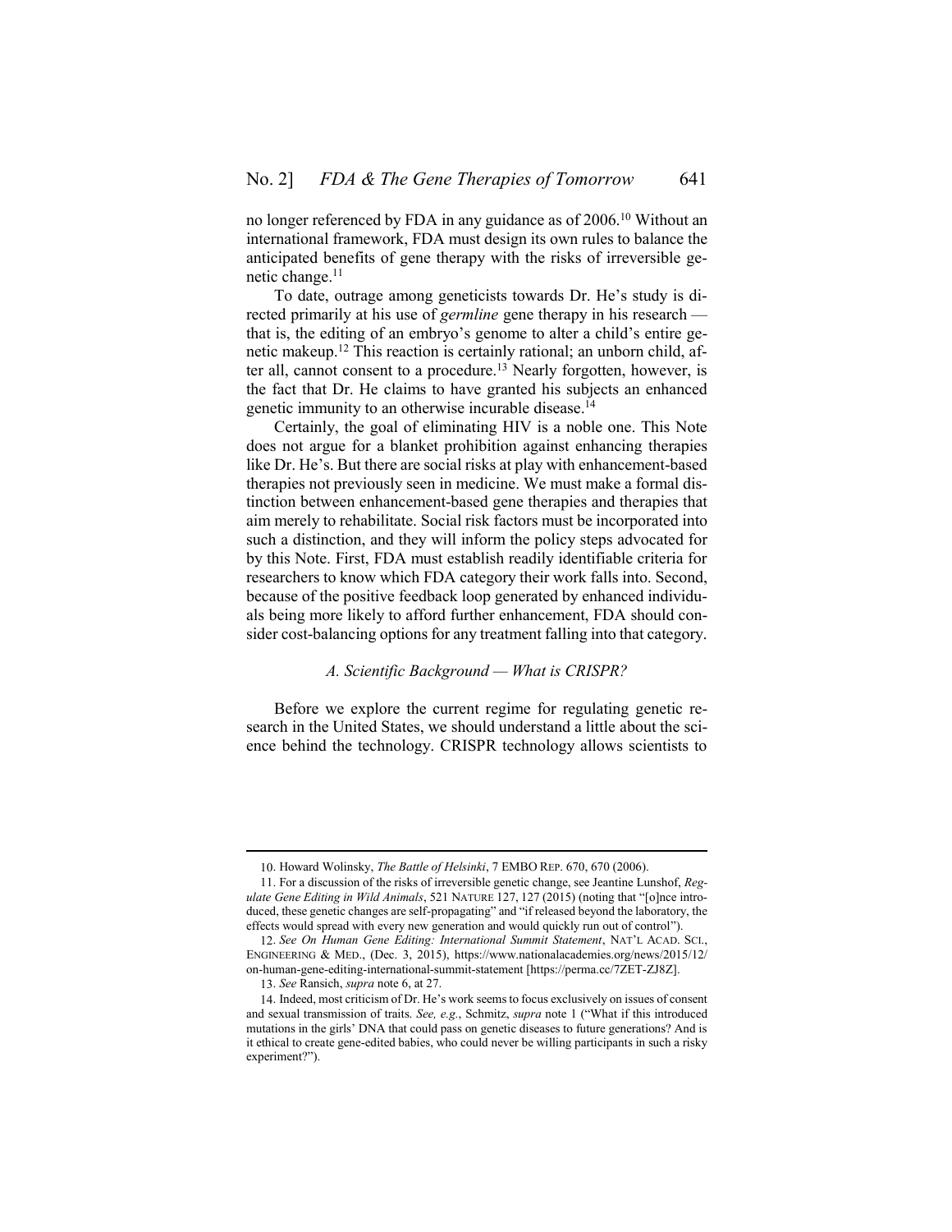no longer referenced by FDA in any guidance as of 2006.[10] Without an international framework, FDA must design its own rules to balance the anticipated benefits of gene therapy with the risks of irreversible genetic change.[11]

To date, outrage among geneticists towards Dr. He's study is directed primarily at his use of *germline* gene therapy in his research — that is, the editing of an embryo's genome to alter a child's entire genetic makeup.[12] This reaction is certainly rational; an unborn child, after all, cannot consent to a procedure.[13] Nearly forgotten, however, is the fact that Dr. He claims to have granted his subjects an enhanced genetic immunity to an otherwise incurable disease.[14]

Certainly, the goal of eliminating HIV is a noble one. This Note does not argue for a blanket prohibition against enhancing therapies like Dr. He's. But there are social risks at play with enhancement-based therapies not previously seen in medicine. We must make a formal distinction between enhancement-based gene therapies and therapies that aim merely to rehabilitate. Social risk factors must be incorporated into such a distinction, and they will inform the policy steps advocated for by this Note. First, FDA must establish readily identifiable criteria for researchers to know which FDA category their work falls into. Second, because of the positive feedback loop generated by enhanced individuals being more likely to afford further enhancement, FDA should consider cost-balancing options for any treatment falling into that category.

### *A. Scientific Background — What is CRISPR?*

Before we explore the current regime for regulating genetic research in the United States, we should understand a little about the science behind the technology. CRISPR technology allows scientists to

---

10. Howard Wolinsky, *The Battle of Helsinki*, 7 EMBO REP. 670, 670 (2006).

11. For a discussion of the risks of irreversible genetic change, see Jeantine Lunshof, *Regulate Gene Editing in Wild Animals*, 521 NATURE 127, 127 (2015) (noting that "[o]nce introduced, these genetic changes are self-propagating" and "if released beyond the laboratory, the effects would spread with every new generation and would quickly run out of control").

12. *See On Human Gene Editing: International Summit Statement*, NAT'L ACAD. SCI., ENGINEERING & MED., (Dec. 3, 2015), https://www.nationalacademies.org/news/2015/12/on-human-gene-editing-international-summit-statement [https://perma.cc/7ZET-ZJ8Z].

13. *See* Ransich, *supra* note 6, at 27.

14. Indeed, most criticism of Dr. He's work seems to focus exclusively on issues of consent and sexual transmission of traits. *See, e.g.*, Schmitz, *supra* note 1 ("What if this introduced mutations in the girls' DNA that could pass on genetic diseases to future generations? And is it ethical to create gene-edited babies, who could never be willing participants in such a risky experiment?").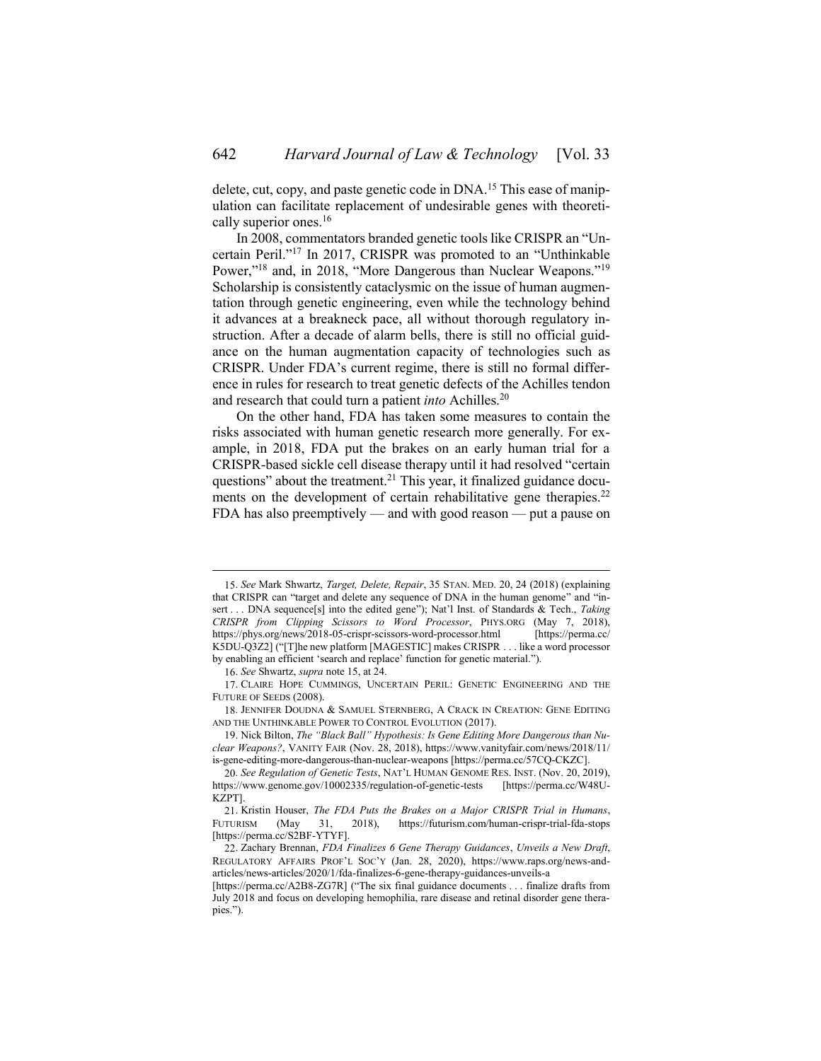delete, cut, copy, and paste genetic code in DNA.[15] This ease of manipulation can facilitate replacement of undesirable genes with theoretically superior ones.[16]

In 2008, commentators branded genetic tools like CRISPR an "Uncertain Peril."[17] In 2017, CRISPR was promoted to an "Unthinkable Power,"[18] and, in 2018, "More Dangerous than Nuclear Weapons."[19] Scholarship is consistently cataclysmic on the issue of human augmentation through genetic engineering, even while the technology behind it advances at a breakneck pace, all without thorough regulatory instruction. After a decade of alarm bells, there is still no official guidance on the human augmentation capacity of technologies such as CRISPR. Under FDA's current regime, there is still no formal difference in rules for research to treat genetic defects of the Achilles tendon and research that could turn a patient *into* Achilles.[20]

On the other hand, FDA has taken some measures to contain the risks associated with human genetic research more generally. For example, in 2018, FDA put the brakes on an early human trial for a CRISPR-based sickle cell disease therapy until it had resolved "certain questions" about the treatment.[21] This year, it finalized guidance documents on the development of certain rehabilitative gene therapies.[22] FDA has also preemptively — and with good reason — put a pause on

---

15. *See* Mark Shwartz, *Target, Delete, Repair*, 35 STAN. MED. 20, 24 (2018) (explaining that CRISPR can "target and delete any sequence of DNA in the human genome" and "insert . . . DNA sequence[s] into the edited gene"); Nat'l Inst. of Standards & Tech., *Taking CRISPR from Clipping Scissors to Word Processor*, PHYS.ORG (May 7, 2018), https://phys.org/news/2018-05-crispr-scissors-word-processor.html [https://perma.cc/K5DU-Q3Z2] ("[T]he new platform [MAGESTIC] makes CRISPR . . . like a word processor by enabling an efficient 'search and replace' function for genetic material.").

16. *See* Shwartz, *supra* note 15, at 24.

17. CLAIRE HOPE CUMMINGS, UNCERTAIN PERIL: GENETIC ENGINEERING AND THE FUTURE OF SEEDS (2008).

18. JENNIFER DOUDNA & SAMUEL STERNBERG, A CRACK IN CREATION: GENE EDITING AND THE UNTHINKABLE POWER TO CONTROL EVOLUTION (2017).

19. Nick Bilton, *The "Black Ball" Hypothesis: Is Gene Editing More Dangerous than Nuclear Weapons?*, VANITY FAIR (Nov. 28, 2018), https://www.vanityfair.com/news/2018/11/is-gene-editing-more-dangerous-than-nuclear-weapons [https://perma.cc/57CQ-CKZC].

20. *See Regulation of Genetic Tests*, NAT'L HUMAN GENOME RES. INST. (Nov. 20, 2019), https://www.genome.gov/10002335/regulation-of-genetic-tests [https://perma.cc/W48U-KZPT].

21. Kristin Houser, *The FDA Puts the Brakes on a Major CRISPR Trial in Humans*, FUTURISM (May 31, 2018), https://futurism.com/human-crispr-trial-fda-stops [https://perma.cc/S2BF-YTYF].

22. Zachary Brennan, *FDA Finalizes 6 Gene Therapy Guidances*, *Unveils a New Draft*, REGULATORY AFFAIRS PROF'L SOC'Y (Jan. 28, 2020), https://www.raps.org/news-and-articles/news-articles/2020/1/fda-finalizes-6-gene-therapy-guidances-unveils-a [https://perma.cc/A2B8-ZG7R] ("The six final guidance documents . . . finalize drafts from July 2018 and focus on developing hemophilia, rare disease and retinal disorder gene therapies.").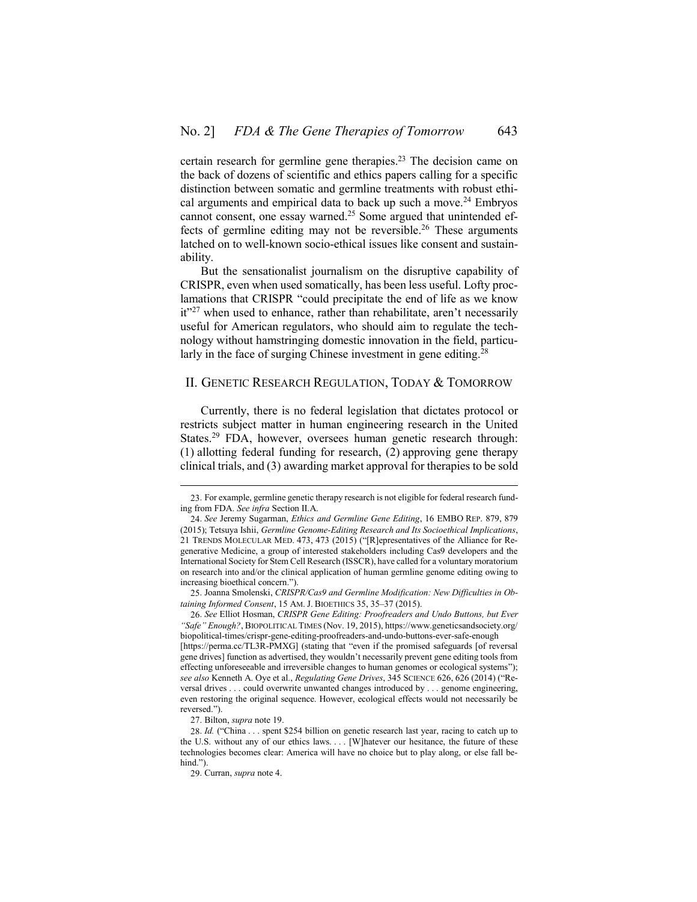certain research for germline gene therapies.[23] The decision came on the back of dozens of scientific and ethics papers calling for a specific distinction between somatic and germline treatments with robust ethical arguments and empirical data to back up such a move.[24] Embryos cannot consent, one essay warned.[25] Some argued that unintended effects of germline editing may not be reversible.[26] These arguments latched on to well-known socio-ethical issues like consent and sustainability.

But the sensationalist journalism on the disruptive capability of CRISPR, even when used somatically, has been less useful. Lofty proclamations that CRISPR "could precipitate the end of life as we know it"[27] when used to enhance, rather than rehabilitate, aren't necessarily useful for American regulators, who should aim to regulate the technology without hamstringing domestic innovation in the field, particularly in the face of surging Chinese investment in gene editing.[28]

## II. Genetic Research Regulation, Today & Tomorrow

Currently, there is no federal legislation that dictates protocol or restricts subject matter in human engineering research in the United States.[29] FDA, however, oversees human genetic research through: (1) allotting federal funding for research, (2) approving gene therapy clinical trials, and (3) awarding market approval for therapies to be sold

---

23. For example, germline genetic therapy research is not eligible for federal research funding from FDA. *See infra* Section II.A.

24. *See* Jeremy Sugarman, *Ethics and Germline Gene Editing*, 16 EMBO Rep. 879, 879 (2015); Tetsuya Ishii, *Germline Genome-Editing Research and Its Socioethical Implications*, 21 Trends Molecular Med. 473, 473 (2015) ("[R]epresentatives of the Alliance for Regenerative Medicine, a group of interested stakeholders including Cas9 developers and the International Society for Stem Cell Research (ISSCR), have called for a voluntary moratorium on research into and/or the clinical application of human germline genome editing owing to increasing bioethical concern.").

25. Joanna Smolenski, *CRISPR/Cas9 and Germline Modification: New Difficulties in Obtaining Informed Consent*, 15 Am. J. Bioethics 35, 35–37 (2015).

26. *See* Elliot Hosman, *CRISPR Gene Editing: Proofreaders and Undo Buttons, but Ever "Safe" Enough?*, Biopolitical Times (Nov. 19, 2015), https://www.geneticsandsociety.org/biopolitical-times/crispr-gene-editing-proofreaders-and-undo-buttons-ever-safe-enough [https://perma.cc/TL3R-PMXG] (stating that "even if the promised safeguards [of reversal gene drives] function as advertised, they wouldn't necessarily prevent gene editing tools from effecting unforeseeable and irreversible changes to human genomes or ecological systems"); *see also* Kenneth A. Oye et al., *Regulating Gene Drives*, 345 Science 626, 626 (2014) ("Reversal drives . . . could overwrite unwanted changes introduced by . . . genome engineering, even restoring the original sequence. However, ecological effects would not necessarily be reversed.").

27. Bilton, *supra* note 19.

28. *Id.* ("China . . . spent $254 billion on genetic research last year, racing to catch up to the U.S. without any of our ethics laws. . . . [W]hatever our hesitance, the future of these technologies becomes clear: America will have no choice but to play along, or else fall behind.").

29. Curran, *supra* note 4.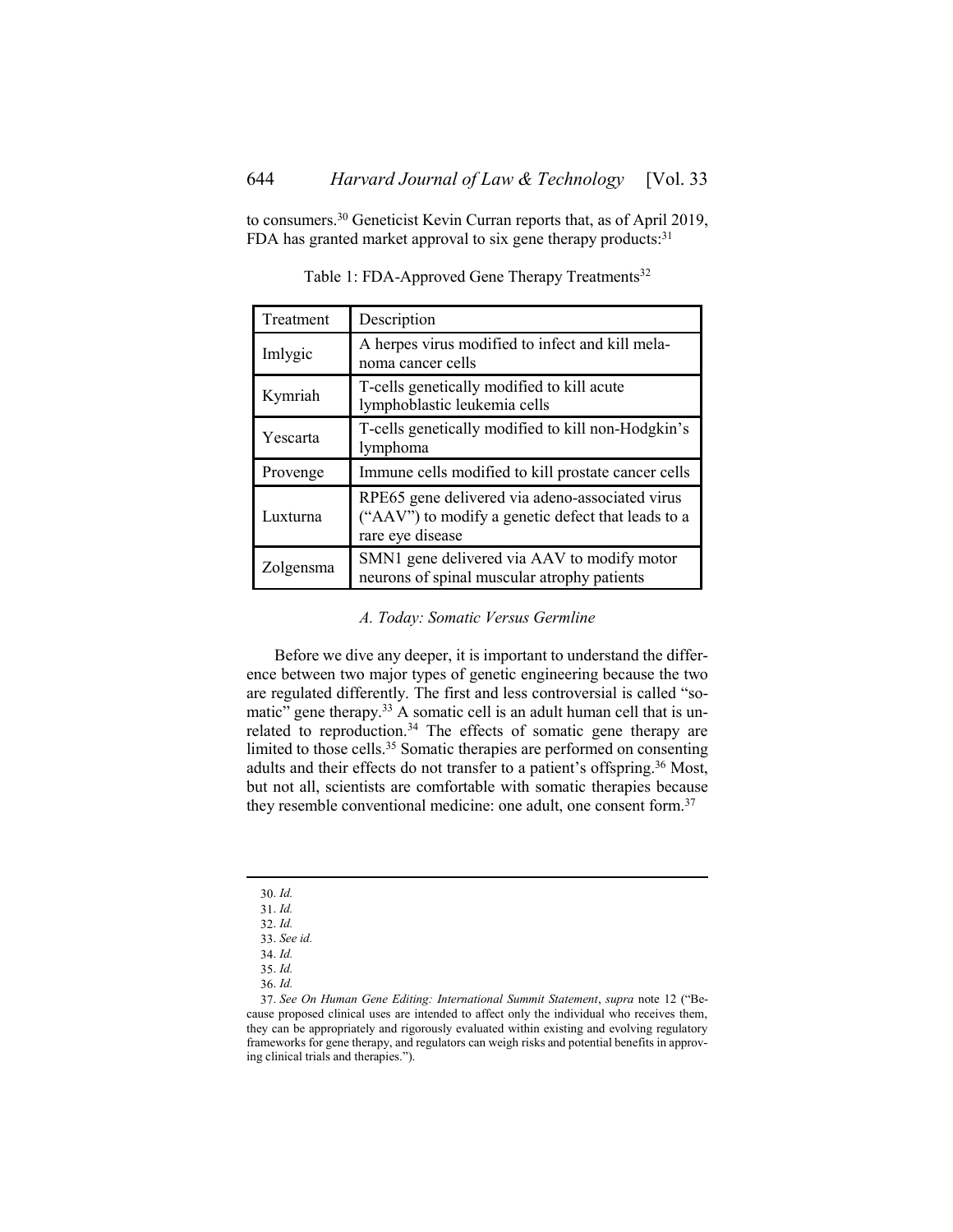to consumers.[30] Geneticist Kevin Curran reports that, as of April 2019, FDA has granted market approval to six gene therapy products:[31]

Table 1: FDA-Approved Gene Therapy Treatments[32]

| Treatment | Description |
|---|---|
| Imlygic | A herpes virus modified to infect and kill melanoma cancer cells |
| Kymriah | T-cells genetically modified to kill acute lymphoblastic leukemia cells |
| Yescarta | T-cells genetically modified to kill non-Hodgkin's lymphoma |
| Provenge | Immune cells modified to kill prostate cancer cells |
| Luxturna | RPE65 gene delivered via adeno-associated virus ("AAV") to modify a genetic defect that leads to a rare eye disease |
| Zolgensma | SMN1 gene delivered via AAV to modify motor neurons of spinal muscular atrophy patients |

### *A. Today: Somatic Versus Germline*

Before we dive any deeper, it is important to understand the difference between two major types of genetic engineering because the two are regulated differently. The first and less controversial is called "somatic" gene therapy.[33] A somatic cell is an adult human cell that is unrelated to reproduction.[34] The effects of somatic gene therapy are limited to those cells.[35] Somatic therapies are performed on consenting adults and their effects do not transfer to a patient's offspring.[36] Most, but not all, scientists are comfortable with somatic therapies because they resemble conventional medicine: one adult, one consent form.[37]

---

30. *Id.*
31. *Id.*
32. *Id.*
33. *See id.*
34. *Id.*
35. *Id.*
36. *Id.*
37. *See On Human Gene Editing: International Summit Statement*, *supra* note 12 ("Because proposed clinical uses are intended to affect only the individual who receives them, they can be appropriately and rigorously evaluated within existing and evolving regulatory frameworks for gene therapy, and regulators can weigh risks and potential benefits in approving clinical trials and therapies.").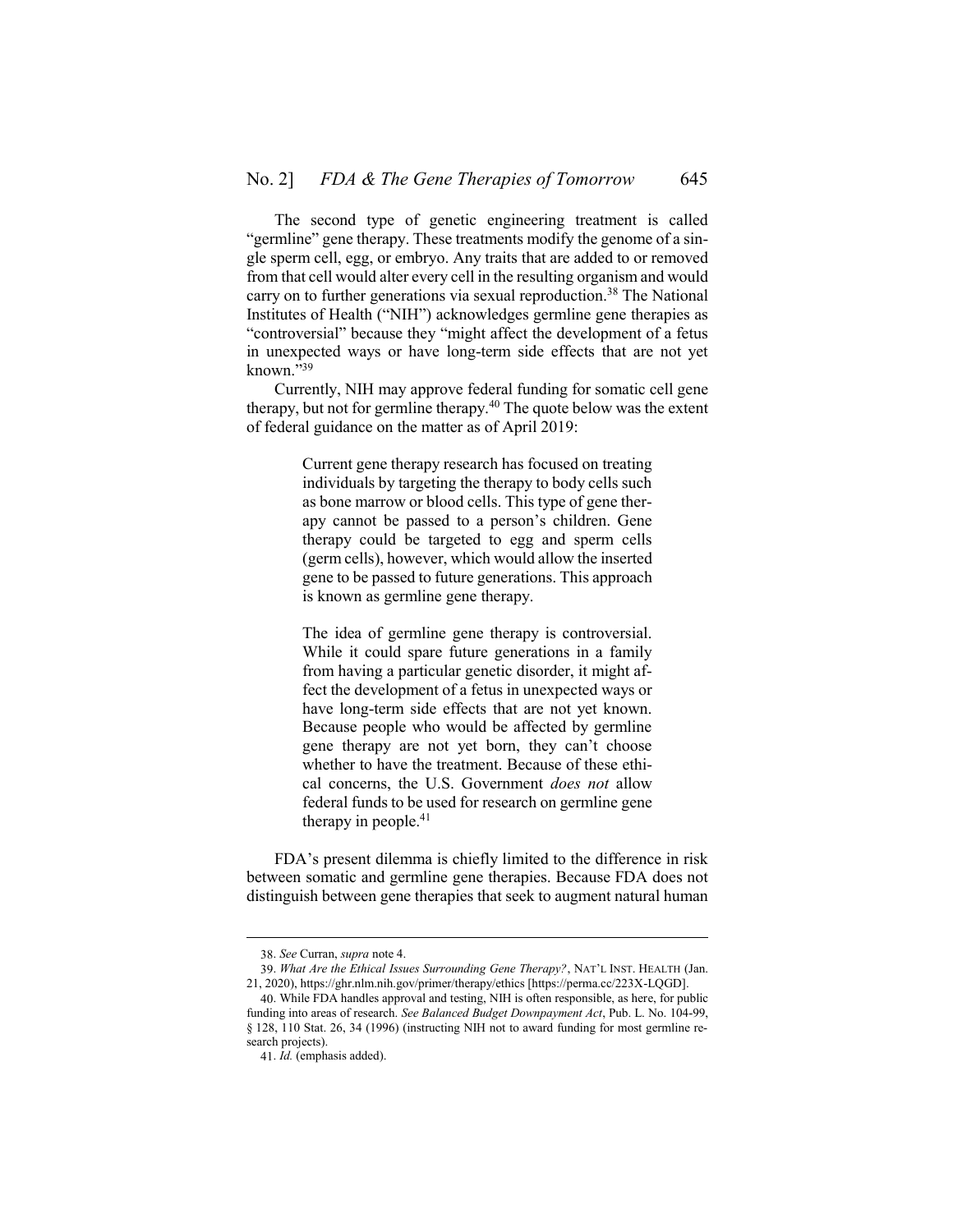The second type of genetic engineering treatment is called "germline" gene therapy. These treatments modify the genome of a single sperm cell, egg, or embryo. Any traits that are added to or removed from that cell would alter every cell in the resulting organism and would carry on to further generations via sexual reproduction.[38] The National Institutes of Health ("NIH") acknowledges germline gene therapies as "controversial" because they "might affect the development of a fetus in unexpected ways or have long-term side effects that are not yet known."[39]

Currently, NIH may approve federal funding for somatic cell gene therapy, but not for germline therapy.[40] The quote below was the extent of federal guidance on the matter as of April 2019:

> Current gene therapy research has focused on treating individuals by targeting the therapy to body cells such as bone marrow or blood cells. This type of gene therapy cannot be passed to a person's children. Gene therapy could be targeted to egg and sperm cells (germ cells), however, which would allow the inserted gene to be passed to future generations. This approach is known as germline gene therapy.
>
> The idea of germline gene therapy is controversial. While it could spare future generations in a family from having a particular genetic disorder, it might affect the development of a fetus in unexpected ways or have long-term side effects that are not yet known. Because people who would be affected by germline gene therapy are not yet born, they can't choose whether to have the treatment. Because of these ethical concerns, the U.S. Government *does not* allow federal funds to be used for research on germline gene therapy in people.[41]

FDA's present dilemma is chiefly limited to the difference in risk between somatic and germline gene therapies. Because FDA does not distinguish between gene therapies that seek to augment natural human

---

38. *See* Curran, *supra* note 4.

39. *What Are the Ethical Issues Surrounding Gene Therapy?*, NAT'L INST. HEALTH (Jan. 21, 2020), https://ghr.nlm.nih.gov/primer/therapy/ethics [https://perma.cc/223X-LQGD].

40. While FDA handles approval and testing, NIH is often responsible, as here, for public funding into areas of research. *See Balanced Budget Downpayment Act*, Pub. L. No. 104-99, § 128, 110 Stat. 26, 34 (1996) (instructing NIH not to award funding for most germline research projects).

41. *Id.* (emphasis added).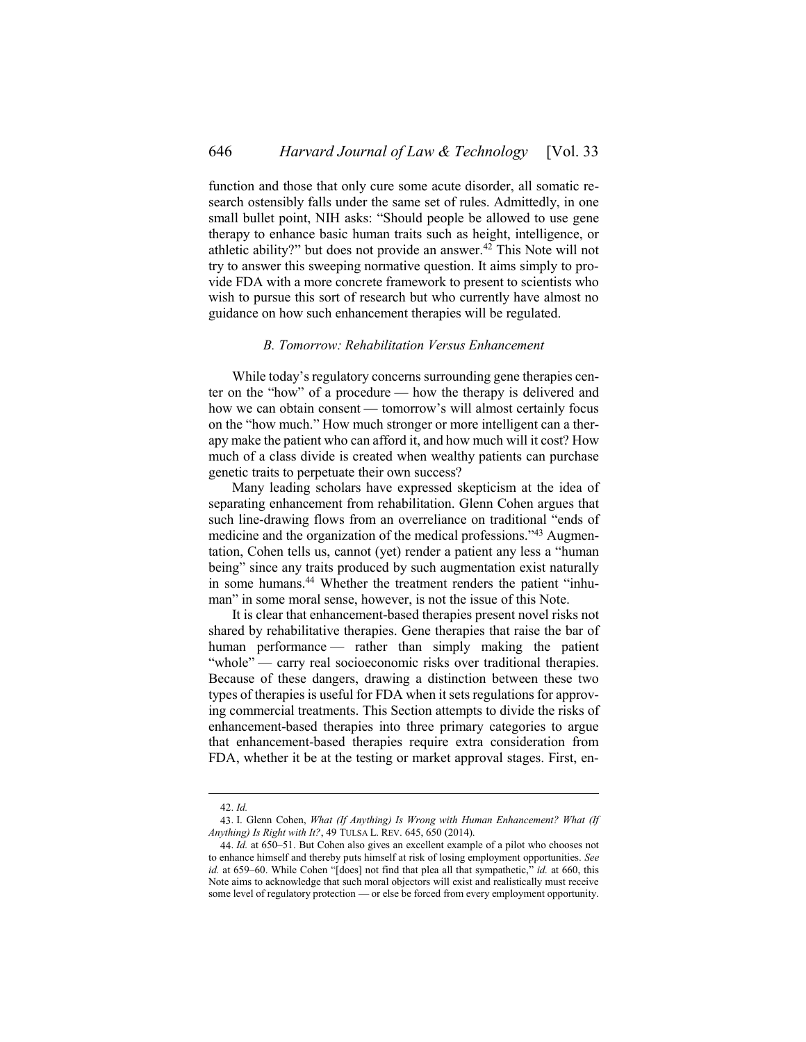function and those that only cure some acute disorder, all somatic research ostensibly falls under the same set of rules. Admittedly, in one small bullet point, NIH asks: "Should people be allowed to use gene therapy to enhance basic human traits such as height, intelligence, or athletic ability?" but does not provide an answer.[42] This Note will not try to answer this sweeping normative question. It aims simply to provide FDA with a more concrete framework to present to scientists who wish to pursue this sort of research but who currently have almost no guidance on how such enhancement therapies will be regulated.

### *B. Tomorrow: Rehabilitation Versus Enhancement*

While today's regulatory concerns surrounding gene therapies center on the "how" of a procedure — how the therapy is delivered and how we can obtain consent — tomorrow's will almost certainly focus on the "how much." How much stronger or more intelligent can a therapy make the patient who can afford it, and how much will it cost? How much of a class divide is created when wealthy patients can purchase genetic traits to perpetuate their own success?

Many leading scholars have expressed skepticism at the idea of separating enhancement from rehabilitation. Glenn Cohen argues that such line-drawing flows from an overreliance on traditional "ends of medicine and the organization of the medical professions."[43] Augmentation, Cohen tells us, cannot (yet) render a patient any less a "human being" since any traits produced by such augmentation exist naturally in some humans.[44] Whether the treatment renders the patient "inhuman" in some moral sense, however, is not the issue of this Note.

It is clear that enhancement-based therapies present novel risks not shared by rehabilitative therapies. Gene therapies that raise the bar of human performance — rather than simply making the patient "whole" — carry real socioeconomic risks over traditional therapies. Because of these dangers, drawing a distinction between these two types of therapies is useful for FDA when it sets regulations for approving commercial treatments. This Section attempts to divide the risks of enhancement-based therapies into three primary categories to argue that enhancement-based therapies require extra consideration from FDA, whether it be at the testing or market approval stages. First, en-

---

42. *Id.*

43. I. Glenn Cohen, *What (If Anything) Is Wrong with Human Enhancement? What (If Anything) Is Right with It?*, 49 TULSA L. REV. 645, 650 (2014).

44. *Id.* at 650–51. But Cohen also gives an excellent example of a pilot who chooses not to enhance himself and thereby puts himself at risk of losing employment opportunities. *See id.* at 659–60. While Cohen "[does] not find that plea all that sympathetic," *id.* at 660, this Note aims to acknowledge that such moral objectors will exist and realistically must receive some level of regulatory protection — or else be forced from every employment opportunity.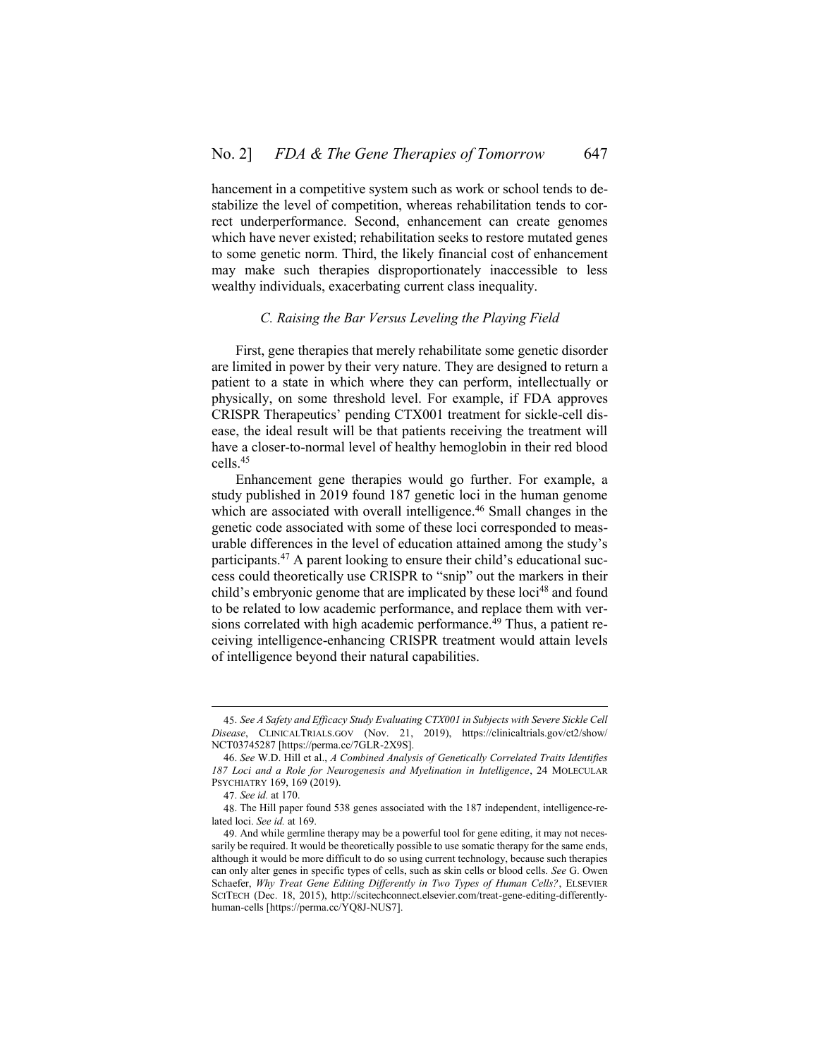hancement in a competitive system such as work or school tends to destabilize the level of competition, whereas rehabilitation tends to correct underperformance. Second, enhancement can create genomes which have never existed; rehabilitation seeks to restore mutated genes to some genetic norm. Third, the likely financial cost of enhancement may make such therapies disproportionately inaccessible to less wealthy individuals, exacerbating current class inequality.

### *C. Raising the Bar Versus Leveling the Playing Field*

First, gene therapies that merely rehabilitate some genetic disorder are limited in power by their very nature. They are designed to return a patient to a state in which where they can perform, intellectually or physically, on some threshold level. For example, if FDA approves CRISPR Therapeutics' pending CTX001 treatment for sickle-cell disease, the ideal result will be that patients receiving the treatment will have a closer-to-normal level of healthy hemoglobin in their red blood cells.[45]

Enhancement gene therapies would go further. For example, a study published in 2019 found 187 genetic loci in the human genome which are associated with overall intelligence.[46] Small changes in the genetic code associated with some of these loci corresponded to measurable differences in the level of education attained among the study's participants.[47] A parent looking to ensure their child's educational success could theoretically use CRISPR to "snip" out the markers in their child's embryonic genome that are implicated by these loci[48] and found to be related to low academic performance, and replace them with versions correlated with high academic performance.[49] Thus, a patient receiving intelligence-enhancing CRISPR treatment would attain levels of intelligence beyond their natural capabilities.

---

45. *See A Safety and Efficacy Study Evaluating CTX001 in Subjects with Severe Sickle Cell Disease*, CLINICALTRIALS.GOV (Nov. 21, 2019), https://clinicaltrials.gov/ct2/show/NCT03745287 [https://perma.cc/7GLR-2X9S].

46. *See* W.D. Hill et al., *A Combined Analysis of Genetically Correlated Traits Identifies 187 Loci and a Role for Neurogenesis and Myelination in Intelligence*, 24 MOLECULAR PSYCHIATRY 169, 169 (2019).

47. *See id.* at 170.

48. The Hill paper found 538 genes associated with the 187 independent, intelligence-related loci. *See id.* at 169.

49. And while germline therapy may be a powerful tool for gene editing, it may not necessarily be required. It would be theoretically possible to use somatic therapy for the same ends, although it would be more difficult to do so using current technology, because such therapies can only alter genes in specific types of cells, such as skin cells or blood cells. *See* G. Owen Schaefer, *Why Treat Gene Editing Differently in Two Types of Human Cells?*, ELSEVIER SCITECH (Dec. 18, 2015), http://scitechconnect.elsevier.com/treat-gene-editing-differently-human-cells [https://perma.cc/YQ8J-NUS7].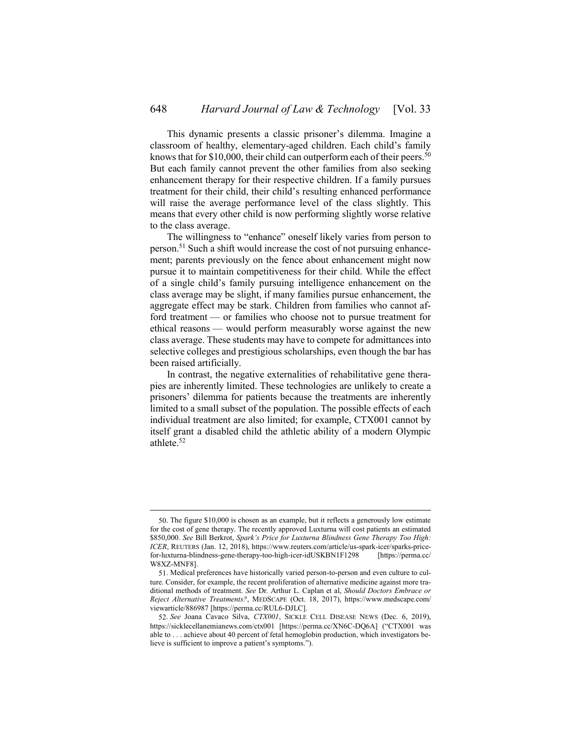This dynamic presents a classic prisoner's dilemma. Imagine a classroom of healthy, elementary-aged children. Each child's family knows that for $10,000, their child can outperform each of their peers.[50] But each family cannot prevent the other families from also seeking enhancement therapy for their respective children. If a family pursues treatment for their child, their child's resulting enhanced performance will raise the average performance level of the class slightly. This means that every other child is now performing slightly worse relative to the class average.

The willingness to "enhance" oneself likely varies from person to person.[51] Such a shift would increase the cost of not pursuing enhancement; parents previously on the fence about enhancement might now pursue it to maintain competitiveness for their child. While the effect of a single child's family pursuing intelligence enhancement on the class average may be slight, if many families pursue enhancement, the aggregate effect may be stark. Children from families who cannot afford treatment — or families who choose not to pursue treatment for ethical reasons — would perform measurably worse against the new class average. These students may have to compete for admittances into selective colleges and prestigious scholarships, even though the bar has been raised artificially.

In contrast, the negative externalities of rehabilitative gene therapies are inherently limited. These technologies are unlikely to create a prisoners' dilemma for patients because the treatments are inherently limited to a small subset of the population. The possible effects of each individual treatment are also limited; for example, CTX001 cannot by itself grant a disabled child the athletic ability of a modern Olympic athlete.[52]

---

50. The figure $10,000 is chosen as an example, but it reflects a generously low estimate for the cost of gene therapy. The recently approved Luxturna will cost patients an estimated $850,000. *See* Bill Berkrot, *Spark's Price for Luxturna Blindness Gene Therapy Too High: ICER*, REUTERS (Jan. 12, 2018), https://www.reuters.com/article/us-spark-icer/sparks-price-for-luxturna-blindness-gene-therapy-too-high-icer-idUSKBN1F1298 [https://perma.cc/W8XZ-MNF8].

51. Medical preferences have historically varied person-to-person and even culture to culture. Consider, for example, the recent proliferation of alternative medicine against more traditional methods of treatment. *See* Dr. Arthur L. Caplan et al, *Should Doctors Embrace or Reject Alternative Treatments?*, MEDSCAPE (Oct. 18, 2017), https://www.medscape.com/viewarticle/886987 [https://perma.cc/RUL6-DJLC].

52. *See* Joana Cavaco Silva, *CTX001*, SICKLE CELL DISEASE NEWS (Dec. 6, 2019), https://sicklecellanemianews.com/ctx001 [https://perma.cc/XN6C-DQ6A] ("CTX001 was able to . . . achieve about 40 percent of fetal hemoglobin production, which investigators believe is sufficient to improve a patient's symptoms.").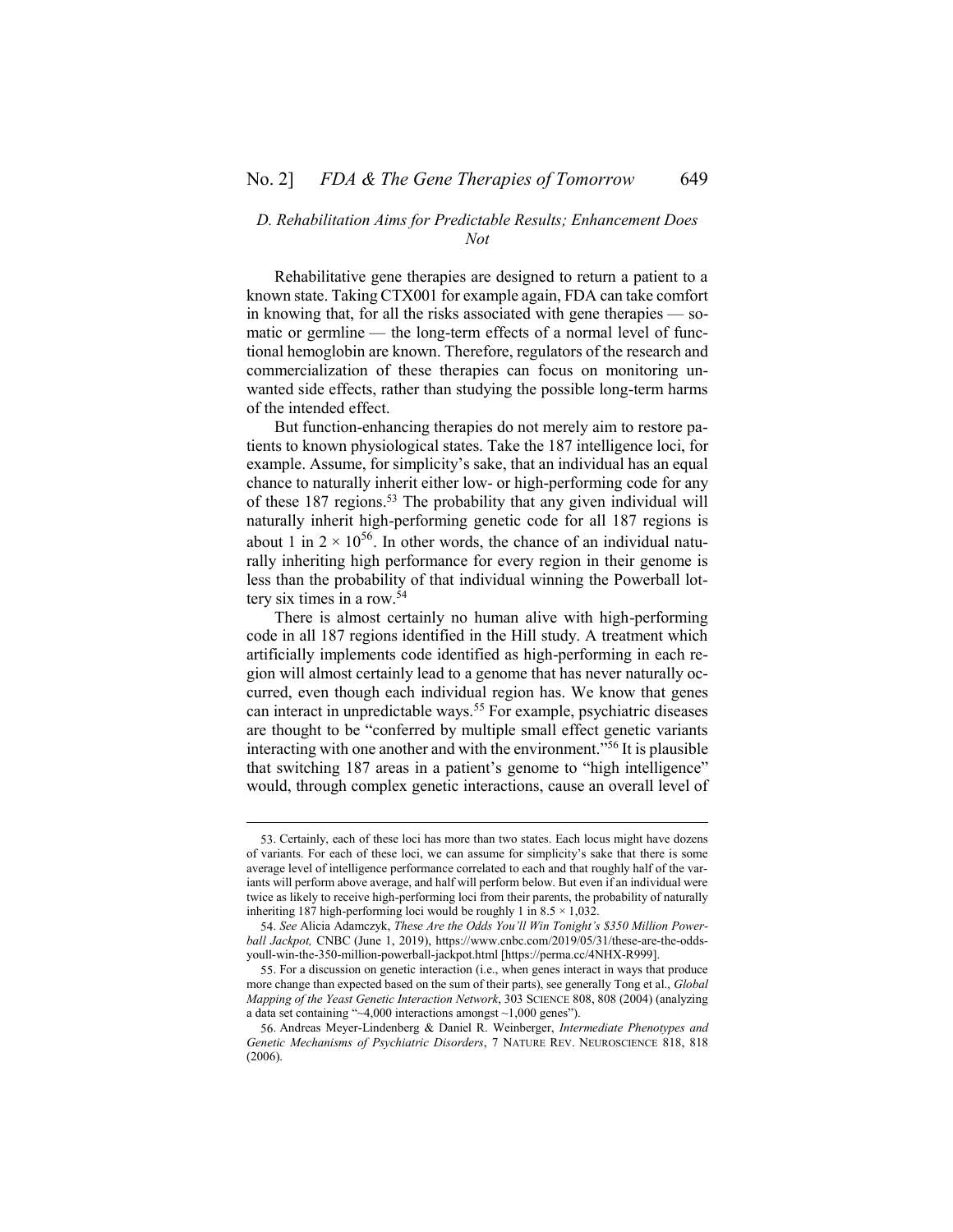### *D. Rehabilitation Aims for Predictable Results; Enhancement Does Not*

Rehabilitative gene therapies are designed to return a patient to a known state. Taking CTX001 for example again, FDA can take comfort in knowing that, for all the risks associated with gene therapies — somatic or germline — the long-term effects of a normal level of functional hemoglobin are known. Therefore, regulators of the research and commercialization of these therapies can focus on monitoring unwanted side effects, rather than studying the possible long-term harms of the intended effect.

But function-enhancing therapies do not merely aim to restore patients to known physiological states. Take the 187 intelligence loci, for example. Assume, for simplicity's sake, that an individual has an equal chance to naturally inherit either low- or high-performing code for any of these 187 regions.[53] The probability that any given individual will naturally inherit high-performing genetic code for all 187 regions is about 1 in $2 \times 10^{56}$. In other words, the chance of an individual naturally inheriting high performance for every region in their genome is less than the probability of that individual winning the Powerball lottery six times in a row.[54]

There is almost certainly no human alive with high-performing code in all 187 regions identified in the Hill study. A treatment which artificially implements code identified as high-performing in each region will almost certainly lead to a genome that has never naturally occurred, even though each individual region has. We know that genes can interact in unpredictable ways.[55] For example, psychiatric diseases are thought to be "conferred by multiple small effect genetic variants interacting with one another and with the environment."[56] It is plausible that switching 187 areas in a patient's genome to "high intelligence" would, through complex genetic interactions, cause an overall level of

---

53. Certainly, each of these loci has more than two states. Each locus might have dozens of variants. For each of these loci, we can assume for simplicity's sake that there is some average level of intelligence performance correlated to each and that roughly half of the variants will perform above average, and half will perform below. But even if an individual were twice as likely to receive high-performing loci from their parents, the probability of naturally inheriting 187 high-performing loci would be roughly 1 in $8.5 \times 1{,}032$.

54. *See* Alicia Adamczyk, *These Are the Odds You'll Win Tonight's $350 Million Powerball Jackpot,* CNBC (June 1, 2019), https://www.cnbc.com/2019/05/31/these-are-the-odds-youll-win-the-350-million-powerball-jackpot.html [https://perma.cc/4NHX-R999].

55. For a discussion on genetic interaction (i.e., when genes interact in ways that produce more change than expected based on the sum of their parts), see generally Tong et al., *Global Mapping of the Yeast Genetic Interaction Network*, 303 SCIENCE 808, 808 (2004) (analyzing a data set containing "~4,000 interactions amongst ~1,000 genes").

56. Andreas Meyer-Lindenberg & Daniel R. Weinberger, *Intermediate Phenotypes and Genetic Mechanisms of Psychiatric Disorders*, 7 NATURE REV. NEUROSCIENCE 818, 818 (2006).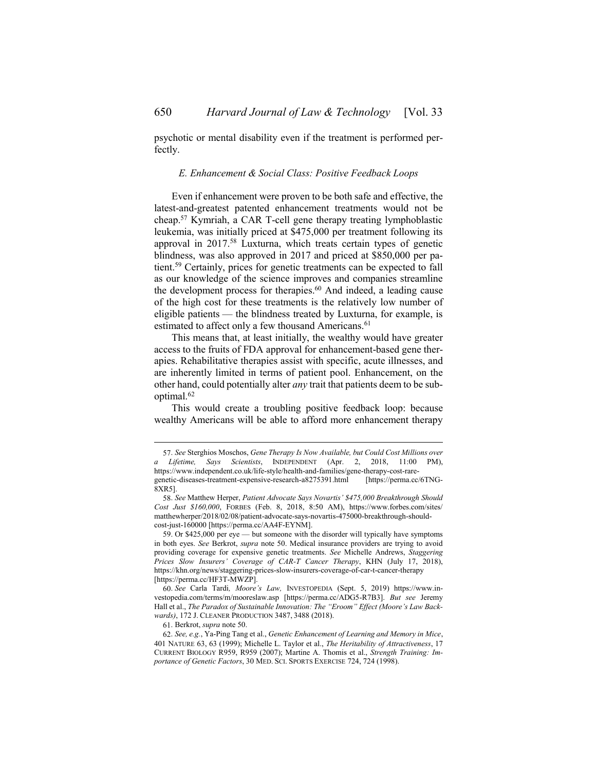psychotic or mental disability even if the treatment is performed perfectly.

### *E. Enhancement & Social Class: Positive Feedback Loops*

Even if enhancement were proven to be both safe and effective, the latest-and-greatest patented enhancement treatments would not be cheap.[57] Kymriah, a CAR T-cell gene therapy treating lymphoblastic leukemia, was initially priced at $475,000 per treatment following its approval in 2017.[58] Luxturna, which treats certain types of genetic blindness, was also approved in 2017 and priced at $850,000 per patient.[59] Certainly, prices for genetic treatments can be expected to fall as our knowledge of the science improves and companies streamline the development process for therapies.[60] And indeed, a leading cause of the high cost for these treatments is the relatively low number of eligible patients — the blindness treated by Luxturna, for example, is estimated to affect only a few thousand Americans.[61]

This means that, at least initially, the wealthy would have greater access to the fruits of FDA approval for enhancement-based gene therapies. Rehabilitative therapies assist with specific, acute illnesses, and are inherently limited in terms of patient pool. Enhancement, on the other hand, could potentially alter *any* trait that patients deem to be suboptimal.[62]

This would create a troubling positive feedback loop: because wealthy Americans will be able to afford more enhancement therapy

---

57. *See* Sterghios Moschos, *Gene Therapy Is Now Available, but Could Cost Millions over a Lifetime, Says Scientists*, INDEPENDENT (Apr. 2, 2018, 11:00 PM), https://www.independent.co.uk/life-style/health-and-families/gene-therapy-cost-rare-genetic-diseases-treatment-expensive-research-a8275391.html [https://perma.cc/6TNG-8XR5].

58. *See* Matthew Herper, *Patient Advocate Says Novartis' $475,000 Breakthrough Should Cost Just $160,000*, FORBES (Feb. 8, 2018, 8:50 AM), https://www.forbes.com/sites/matthewherper/2018/02/08/patient-advocate-says-novartis-475000-breakthrough-should-cost-just-160000 [https://perma.cc/AA4F-EYNM].

59. Or $425,000 per eye — but someone with the disorder will typically have symptoms in both eyes. *See* Berkrot, *supra* note 50. Medical insurance providers are trying to avoid providing coverage for expensive genetic treatments. *See* Michelle Andrews, *Staggering Prices Slow Insurers' Coverage of CAR-T Cancer Therapy*, KHN (July 17, 2018), https://khn.org/news/staggering-prices-slow-insurers-coverage-of-car-t-cancer-therapy [https://perma.cc/HF3T-MWZP].

60. *See* Carla Tardi*, Moore's Law,* INVESTOPEDIA (Sept. 5, 2019) https://www.investopedia.com/terms/m/mooreslaw.asp [https://perma.cc/ADG5-R7B3]. *But see* Jeremy Hall et al., *The Paradox of Sustainable Innovation: The "Eroom" Effect (Moore's Law Backwards)*, 172 J. CLEANER PRODUCTION 3487, 3488 (2018).

61. Berkrot, *supra* note 50.

62. *See, e.g.*, Ya-Ping Tang et al., *Genetic Enhancement of Learning and Memory in Mice*, 401 NATURE 63, 63 (1999); Michelle L. Taylor et al., *The Heritability of Attractiveness*, 17 CURRENT BIOLOGY R959, R959 (2007); Martine A. Thomis et al., *Strength Training: Importance of Genetic Factors*, 30 MED. SCI. SPORTS EXERCISE 724, 724 (1998).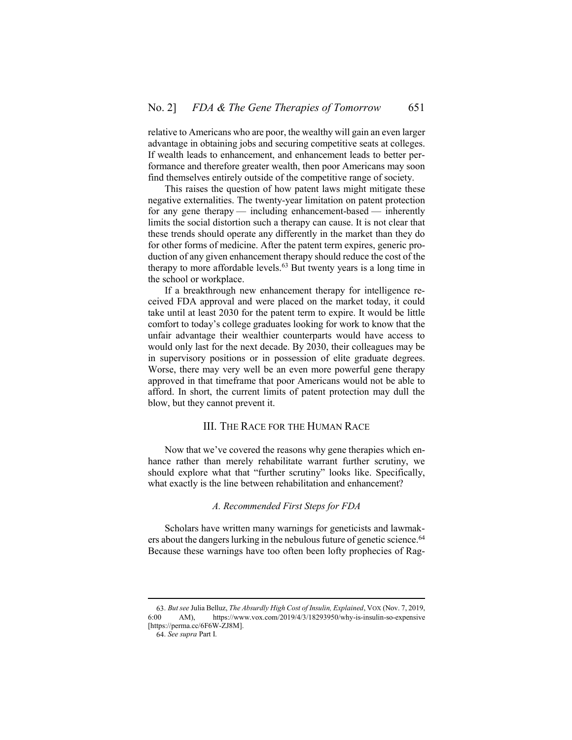relative to Americans who are poor, the wealthy will gain an even larger advantage in obtaining jobs and securing competitive seats at colleges. If wealth leads to enhancement, and enhancement leads to better performance and therefore greater wealth, then poor Americans may soon find themselves entirely outside of the competitive range of society.

This raises the question of how patent laws might mitigate these negative externalities. The twenty-year limitation on patent protection for any gene therapy — including enhancement-based — inherently limits the social distortion such a therapy can cause. It is not clear that these trends should operate any differently in the market than they do for other forms of medicine. After the patent term expires, generic production of any given enhancement therapy should reduce the cost of the therapy to more affordable levels.[63] But twenty years is a long time in the school or workplace.

If a breakthrough new enhancement therapy for intelligence received FDA approval and were placed on the market today, it could take until at least 2030 for the patent term to expire. It would be little comfort to today's college graduates looking for work to know that the unfair advantage their wealthier counterparts would have access to would only last for the next decade. By 2030, their colleagues may be in supervisory positions or in possession of elite graduate degrees. Worse, there may very well be an even more powerful gene therapy approved in that timeframe that poor Americans would not be able to afford. In short, the current limits of patent protection may dull the blow, but they cannot prevent it.

## III. THE RACE FOR THE HUMAN RACE

Now that we've covered the reasons why gene therapies which enhance rather than merely rehabilitate warrant further scrutiny, we should explore what that "further scrutiny" looks like. Specifically, what exactly is the line between rehabilitation and enhancement?

### *A. Recommended First Steps for FDA*

Scholars have written many warnings for geneticists and lawmakers about the dangers lurking in the nebulous future of genetic science.[64] Because these warnings have too often been lofty prophecies of Rag-

---

63. *But see* Julia Belluz, *The Absurdly High Cost of Insulin, Explained*, VOX (Nov. 7, 2019, 6:00 AM), https://www.vox.com/2019/4/3/18293950/why-is-insulin-so-expensive [https://perma.cc/6F6W-ZJ8M].

64. *See supra* Part I.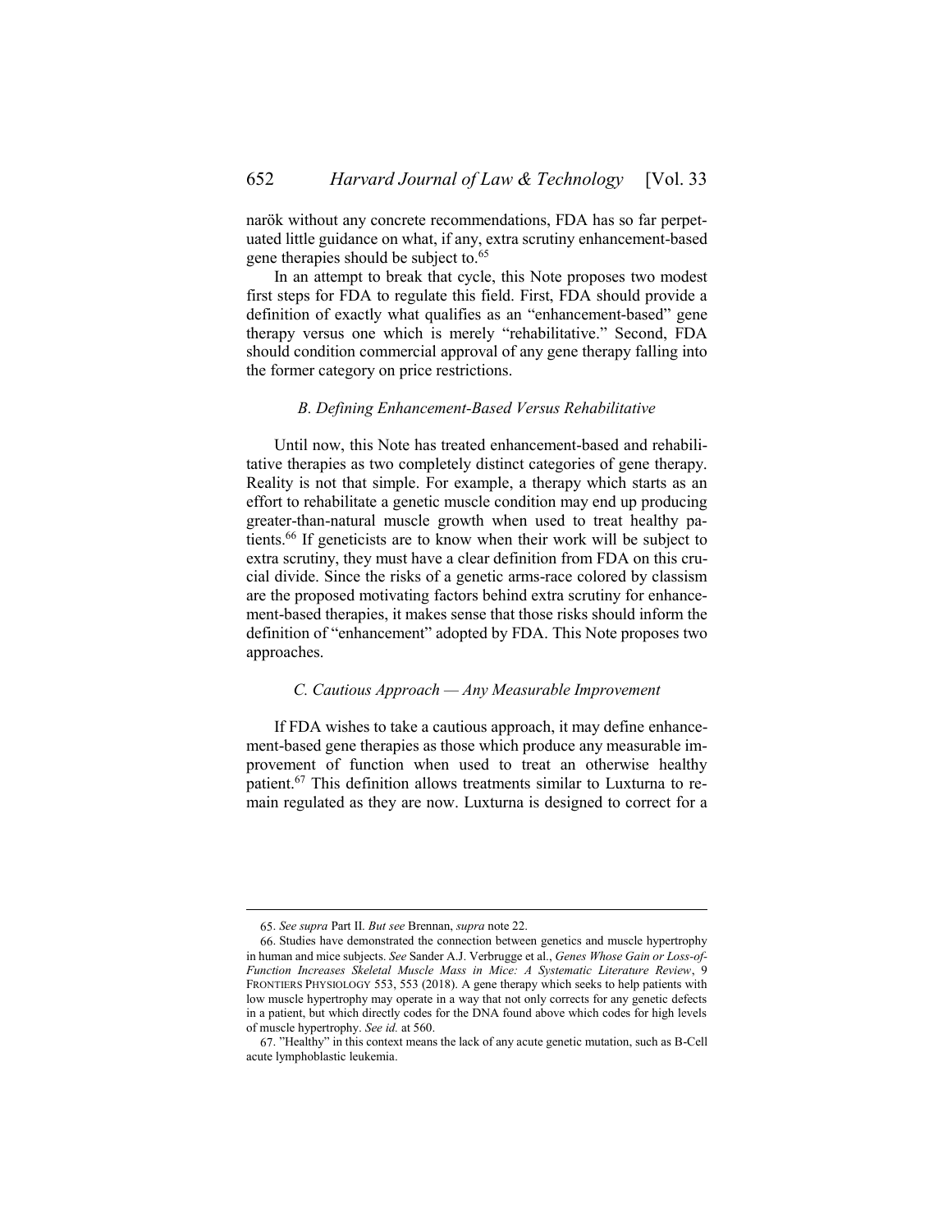narök without any concrete recommendations, FDA has so far perpetuated little guidance on what, if any, extra scrutiny enhancement-based gene therapies should be subject to.[65]

In an attempt to break that cycle, this Note proposes two modest first steps for FDA to regulate this field. First, FDA should provide a definition of exactly what qualifies as an "enhancement-based" gene therapy versus one which is merely "rehabilitative." Second, FDA should condition commercial approval of any gene therapy falling into the former category on price restrictions.

### *B. Defining Enhancement-Based Versus Rehabilitative*

Until now, this Note has treated enhancement-based and rehabilitative therapies as two completely distinct categories of gene therapy. Reality is not that simple. For example, a therapy which starts as an effort to rehabilitate a genetic muscle condition may end up producing greater-than-natural muscle growth when used to treat healthy patients.[66] If geneticists are to know when their work will be subject to extra scrutiny, they must have a clear definition from FDA on this crucial divide. Since the risks of a genetic arms-race colored by classism are the proposed motivating factors behind extra scrutiny for enhancement-based therapies, it makes sense that those risks should inform the definition of "enhancement" adopted by FDA. This Note proposes two approaches.

### *C. Cautious Approach — Any Measurable Improvement*

If FDA wishes to take a cautious approach, it may define enhancement-based gene therapies as those which produce any measurable improvement of function when used to treat an otherwise healthy patient.[67] This definition allows treatments similar to Luxturna to remain regulated as they are now. Luxturna is designed to correct for a

---

65. *See supra* Part II. *But see* Brennan, *supra* note 22.

66. Studies have demonstrated the connection between genetics and muscle hypertrophy in human and mice subjects. *See* Sander A.J. Verbrugge et al., *Genes Whose Gain or Loss-of-Function Increases Skeletal Muscle Mass in Mice: A Systematic Literature Review*, 9 FRONTIERS PHYSIOLOGY 553, 553 (2018). A gene therapy which seeks to help patients with low muscle hypertrophy may operate in a way that not only corrects for any genetic defects in a patient, but which directly codes for the DNA found above which codes for high levels of muscle hypertrophy. *See id.* at 560.

67. "Healthy" in this context means the lack of any acute genetic mutation, such as B-Cell acute lymphoblastic leukemia.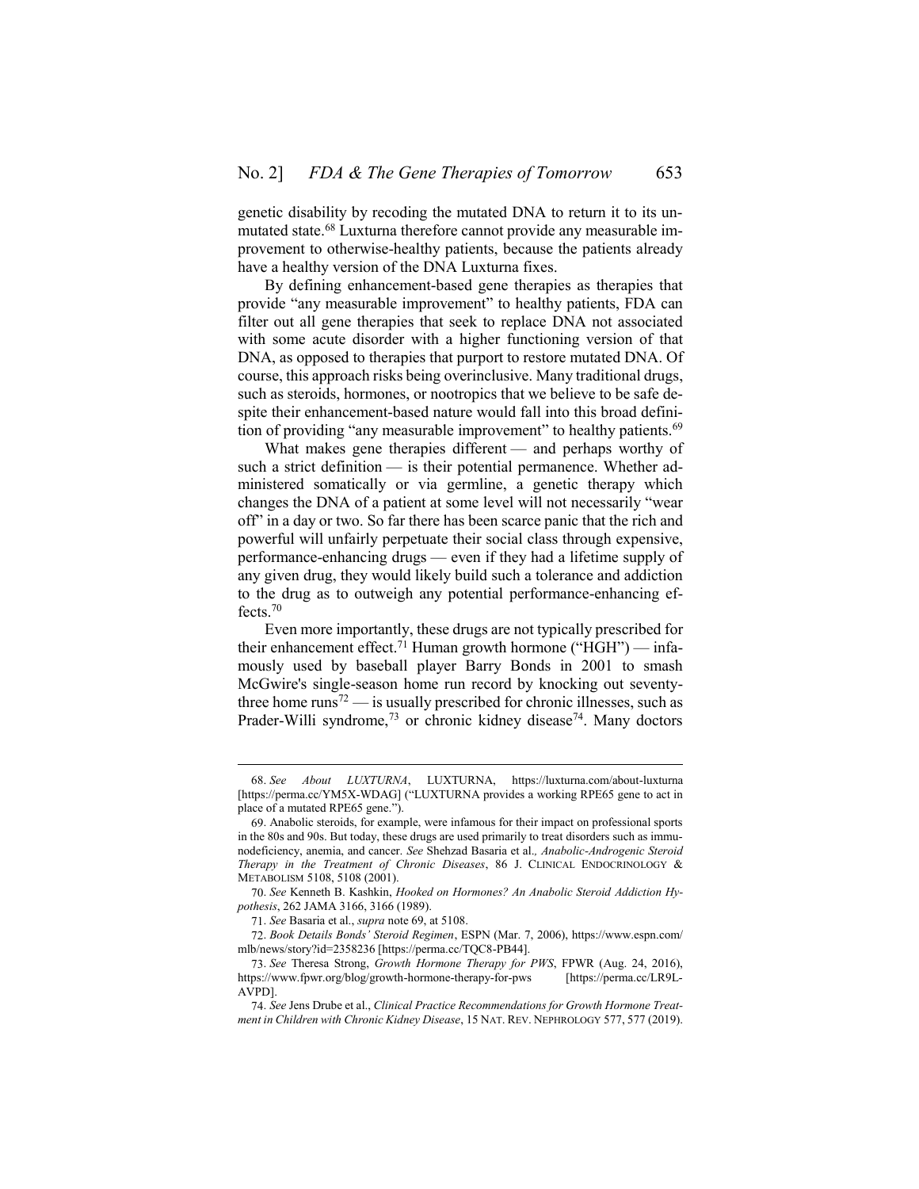genetic disability by recoding the mutated DNA to return it to its unmutated state.[68] Luxturna therefore cannot provide any measurable improvement to otherwise-healthy patients, because the patients already have a healthy version of the DNA Luxturna fixes.

By defining enhancement-based gene therapies as therapies that provide "any measurable improvement" to healthy patients, FDA can filter out all gene therapies that seek to replace DNA not associated with some acute disorder with a higher functioning version of that DNA, as opposed to therapies that purport to restore mutated DNA. Of course, this approach risks being overinclusive. Many traditional drugs, such as steroids, hormones, or nootropics that we believe to be safe despite their enhancement-based nature would fall into this broad definition of providing "any measurable improvement" to healthy patients.[69]

What makes gene therapies different — and perhaps worthy of such a strict definition — is their potential permanence. Whether administered somatically or via germline, a genetic therapy which changes the DNA of a patient at some level will not necessarily "wear off" in a day or two. So far there has been scarce panic that the rich and powerful will unfairly perpetuate their social class through expensive, performance-enhancing drugs — even if they had a lifetime supply of any given drug, they would likely build such a tolerance and addiction to the drug as to outweigh any potential performance-enhancing effects.[70]

Even more importantly, these drugs are not typically prescribed for their enhancement effect.[71] Human growth hormone ("HGH") — infamously used by baseball player Barry Bonds in 2001 to smash McGwire's single-season home run record by knocking out seventy-three home runs[72] — is usually prescribed for chronic illnesses, such as Prader-Willi syndrome,[73] or chronic kidney disease[74]. Many doctors

---

68. *See About LUXTURNA*, LUXTURNA, https://luxturna.com/about-luxturna [https://perma.cc/YM5X-WDAG] ("LUXTURNA provides a working RPE65 gene to act in place of a mutated RPE65 gene.").

69. Anabolic steroids, for example, were infamous for their impact on professional sports in the 80s and 90s. But today, these drugs are used primarily to treat disorders such as immunodeficiency, anemia, and cancer. *See* Shehzad Basaria et al., *Anabolic-Androgenic Steroid Therapy in the Treatment of Chronic Diseases*, 86 J. CLINICAL ENDOCRINOLOGY & METABOLISM 5108, 5108 (2001).

70. *See* Kenneth B. Kashkin, *Hooked on Hormones? An Anabolic Steroid Addiction Hypothesis*, 262 JAMA 3166, 3166 (1989).

71. *See* Basaria et al., *supra* note 69, at 5108.

72. *Book Details Bonds' Steroid Regimen*, ESPN (Mar. 7, 2006), https://www.espn.com/mlb/news/story?id=2358236 [https://perma.cc/TQC8-PB44].

73. *See* Theresa Strong, *Growth Hormone Therapy for PWS*, FPWR (Aug. 24, 2016), https://www.fpwr.org/blog/growth-hormone-therapy-for-pws [https://perma.cc/LR9L-AVPD].

74. *See* Jens Drube et al., *Clinical Practice Recommendations for Growth Hormone Treatment in Children with Chronic Kidney Disease*, 15 NAT. REV. NEPHROLOGY 577, 577 (2019).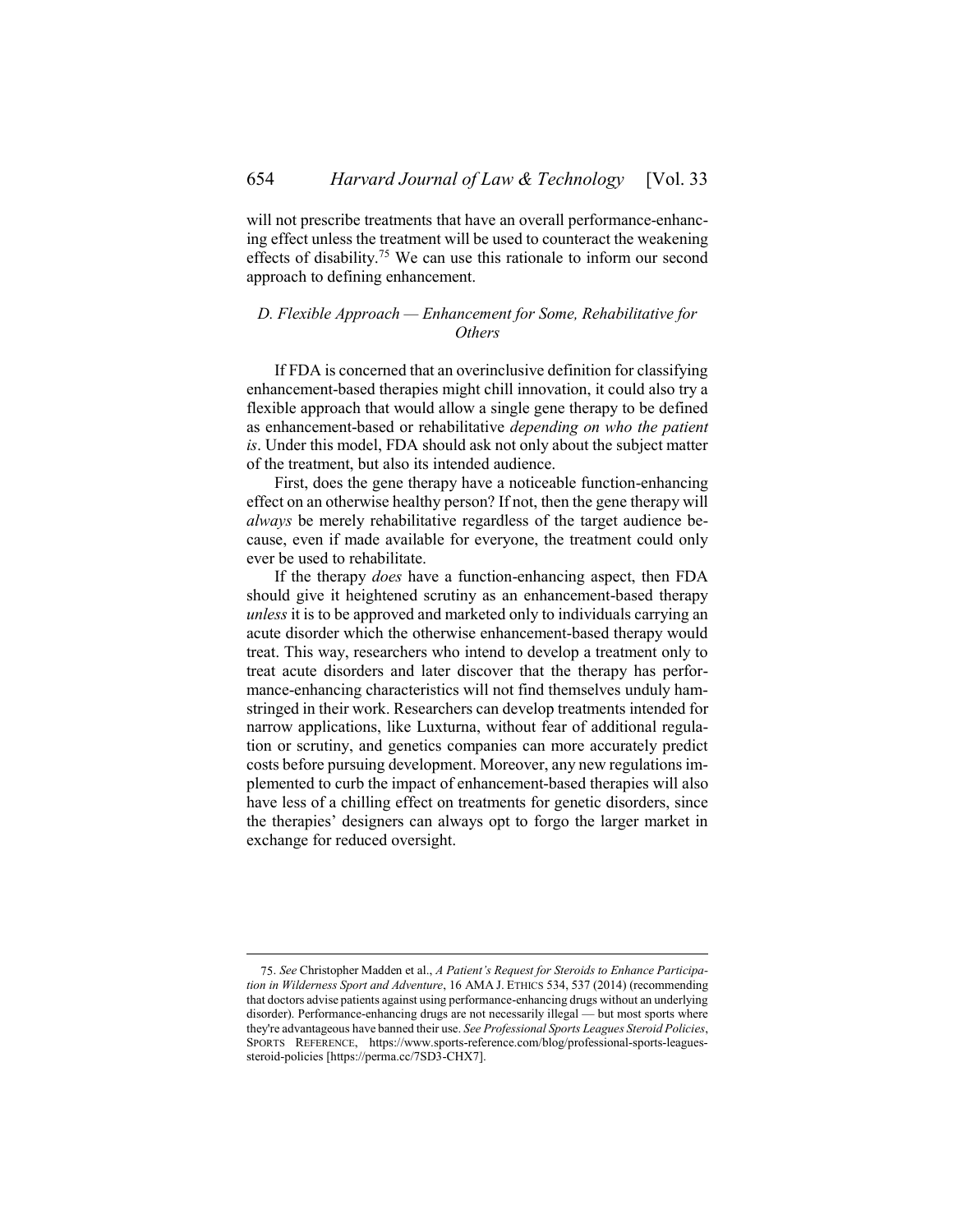will not prescribe treatments that have an overall performance-enhancing effect unless the treatment will be used to counteract the weakening effects of disability.[75] We can use this rationale to inform our second approach to defining enhancement.

### *D. Flexible Approach — Enhancement for Some, Rehabilitative for Others*

If FDA is concerned that an overinclusive definition for classifying enhancement-based therapies might chill innovation, it could also try a flexible approach that would allow a single gene therapy to be defined as enhancement-based or rehabilitative *depending on who the patient is*. Under this model, FDA should ask not only about the subject matter of the treatment, but also its intended audience.

First, does the gene therapy have a noticeable function-enhancing effect on an otherwise healthy person? If not, then the gene therapy will *always* be merely rehabilitative regardless of the target audience because, even if made available for everyone, the treatment could only ever be used to rehabilitate.

If the therapy *does* have a function-enhancing aspect, then FDA should give it heightened scrutiny as an enhancement-based therapy *unless* it is to be approved and marketed only to individuals carrying an acute disorder which the otherwise enhancement-based therapy would treat. This way, researchers who intend to develop a treatment only to treat acute disorders and later discover that the therapy has performance-enhancing characteristics will not find themselves unduly hamstringed in their work. Researchers can develop treatments intended for narrow applications, like Luxturna, without fear of additional regulation or scrutiny, and genetics companies can more accurately predict costs before pursuing development. Moreover, any new regulations implemented to curb the impact of enhancement-based therapies will also have less of a chilling effect on treatments for genetic disorders, since the therapies' designers can always opt to forgo the larger market in exchange for reduced oversight.

---

75. *See* Christopher Madden et al., *A Patient's Request for Steroids to Enhance Participation in Wilderness Sport and Adventure*, 16 AMA J. ETHICS 534, 537 (2014) (recommending that doctors advise patients against using performance-enhancing drugs without an underlying disorder). Performance-enhancing drugs are not necessarily illegal — but most sports where they're advantageous have banned their use. *See Professional Sports Leagues Steroid Policies*, SPORTS REFERENCE, https://www.sports-reference.com/blog/professional-sports-leagues-steroid-policies [https://perma.cc/7SD3-CHX7].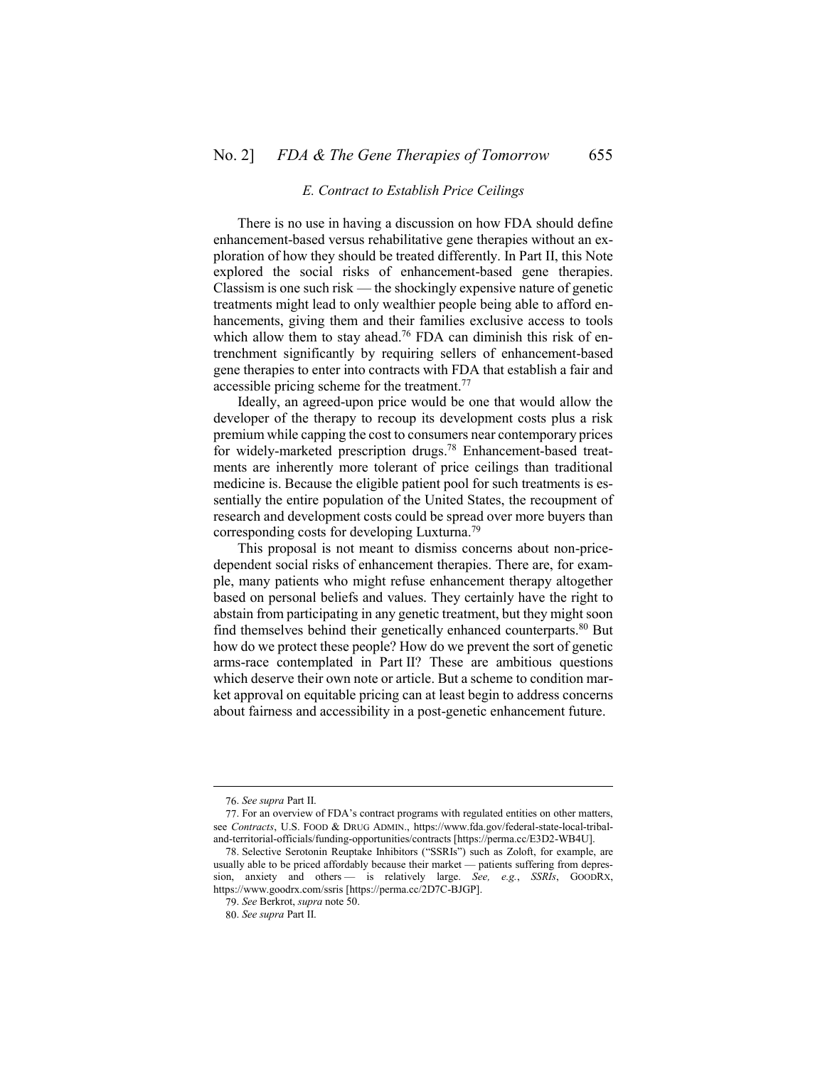### *E. Contract to Establish Price Ceilings*

There is no use in having a discussion on how FDA should define enhancement-based versus rehabilitative gene therapies without an exploration of how they should be treated differently. In Part II, this Note explored the social risks of enhancement-based gene therapies. Classism is one such risk — the shockingly expensive nature of genetic treatments might lead to only wealthier people being able to afford enhancements, giving them and their families exclusive access to tools which allow them to stay ahead.[76] FDA can diminish this risk of entrenchment significantly by requiring sellers of enhancement-based gene therapies to enter into contracts with FDA that establish a fair and accessible pricing scheme for the treatment.[77]

Ideally, an agreed-upon price would be one that would allow the developer of the therapy to recoup its development costs plus a risk premium while capping the cost to consumers near contemporary prices for widely-marketed prescription drugs.[78] Enhancement-based treatments are inherently more tolerant of price ceilings than traditional medicine is. Because the eligible patient pool for such treatments is essentially the entire population of the United States, the recoupment of research and development costs could be spread over more buyers than corresponding costs for developing Luxturna.[79]

This proposal is not meant to dismiss concerns about non-price-dependent social risks of enhancement therapies. There are, for example, many patients who might refuse enhancement therapy altogether based on personal beliefs and values. They certainly have the right to abstain from participating in any genetic treatment, but they might soon find themselves behind their genetically enhanced counterparts.[80] But how do we protect these people? How do we prevent the sort of genetic arms-race contemplated in Part II? These are ambitious questions which deserve their own note or article. But a scheme to condition market approval on equitable pricing can at least begin to address concerns about fairness and accessibility in a post-genetic enhancement future.

---

76. *See supra* Part II.

77. For an overview of FDA's contract programs with regulated entities on other matters, see *Contracts*, U.S. FOOD & DRUG ADMIN., https://www.fda.gov/federal-state-local-tribal-and-territorial-officials/funding-opportunities/contracts [https://perma.cc/E3D2-WB4U].

78. Selective Serotonin Reuptake Inhibitors ("SSRIs") such as Zoloft, for example, are usually able to be priced affordably because their market — patients suffering from depression, anxiety and others — is relatively large. *See, e.g.*, *SSRIs*, GOODRX, https://www.goodrx.com/ssris [https://perma.cc/2D7C-BJGP].

79. *See* Berkrot, *supra* note 50.

80. *See supra* Part II.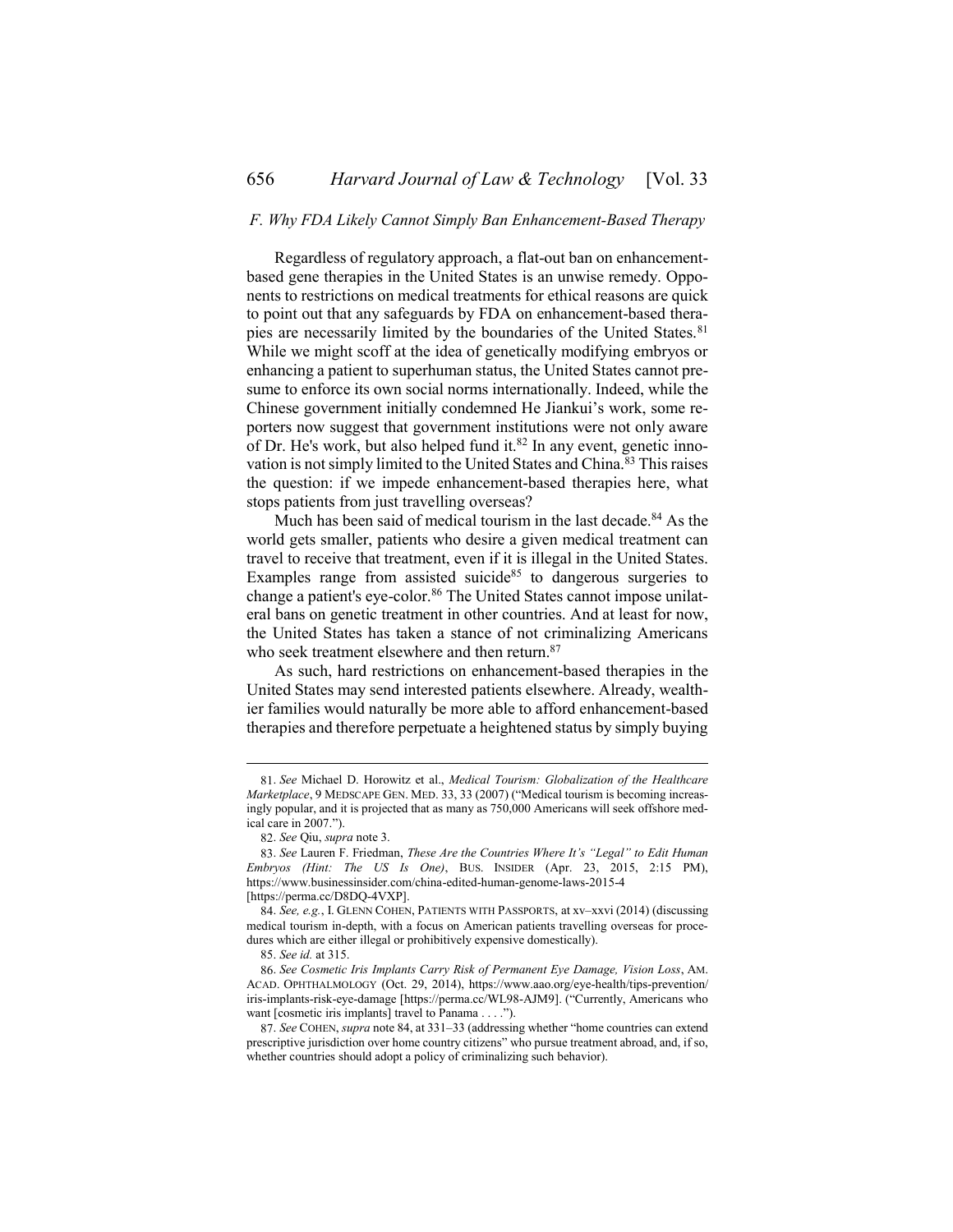### *F. Why FDA Likely Cannot Simply Ban Enhancement-Based Therapy*

Regardless of regulatory approach, a flat-out ban on enhancement-based gene therapies in the United States is an unwise remedy. Opponents to restrictions on medical treatments for ethical reasons are quick to point out that any safeguards by FDA on enhancement-based therapies are necessarily limited by the boundaries of the United States.[81] While we might scoff at the idea of genetically modifying embryos or enhancing a patient to superhuman status, the United States cannot presume to enforce its own social norms internationally. Indeed, while the Chinese government initially condemned He Jiankui's work, some reporters now suggest that government institutions were not only aware of Dr. He's work, but also helped fund it.[82] In any event, genetic innovation is not simply limited to the United States and China.[83] This raises the question: if we impede enhancement-based therapies here, what stops patients from just travelling overseas?

Much has been said of medical tourism in the last decade.[84] As the world gets smaller, patients who desire a given medical treatment can travel to receive that treatment, even if it is illegal in the United States. Examples range from assisted suicide[85] to dangerous surgeries to change a patient's eye-color.[86] The United States cannot impose unilateral bans on genetic treatment in other countries. And at least for now, the United States has taken a stance of not criminalizing Americans who seek treatment elsewhere and then return.[87]

As such, hard restrictions on enhancement-based therapies in the United States may send interested patients elsewhere. Already, wealthier families would naturally be more able to afford enhancement-based therapies and therefore perpetuate a heightened status by simply buying

---

81. *See* Michael D. Horowitz et al., *Medical Tourism: Globalization of the Healthcare Marketplace*, 9 MEDSCAPE GEN. MED. 33, 33 (2007) ("Medical tourism is becoming increasingly popular, and it is projected that as many as 750,000 Americans will seek offshore medical care in 2007.").

82. *See* Qiu, *supra* note 3.

83. *See* Lauren F. Friedman, *These Are the Countries Where It's "Legal" to Edit Human Embryos (Hint: The US Is One)*, BUS. INSIDER (Apr. 23, 2015, 2:15 PM), https://www.businessinsider.com/china-edited-human-genome-laws-2015-4 [https://perma.cc/D8DQ-4VXP].

84. *See, e.g.*, I. GLENN COHEN, PATIENTS WITH PASSPORTS, at xv–xxvi (2014) (discussing medical tourism in-depth, with a focus on American patients travelling overseas for procedures which are either illegal or prohibitively expensive domestically).

85. *See id.* at 315.

86. *See Cosmetic Iris Implants Carry Risk of Permanent Eye Damage, Vision Loss*, AM. ACAD. OPHTHALMOLOGY (Oct. 29, 2014), https://www.aao.org/eye-health/tips-prevention/iris-implants-risk-eye-damage [https://perma.cc/WL98-AJM9]. ("Currently, Americans who want [cosmetic iris implants] travel to Panama . . . .").

87. *See* COHEN, *supra* note 84, at 331–33 (addressing whether "home countries can extend prescriptive jurisdiction over home country citizens" who pursue treatment abroad, and, if so, whether countries should adopt a policy of criminalizing such behavior).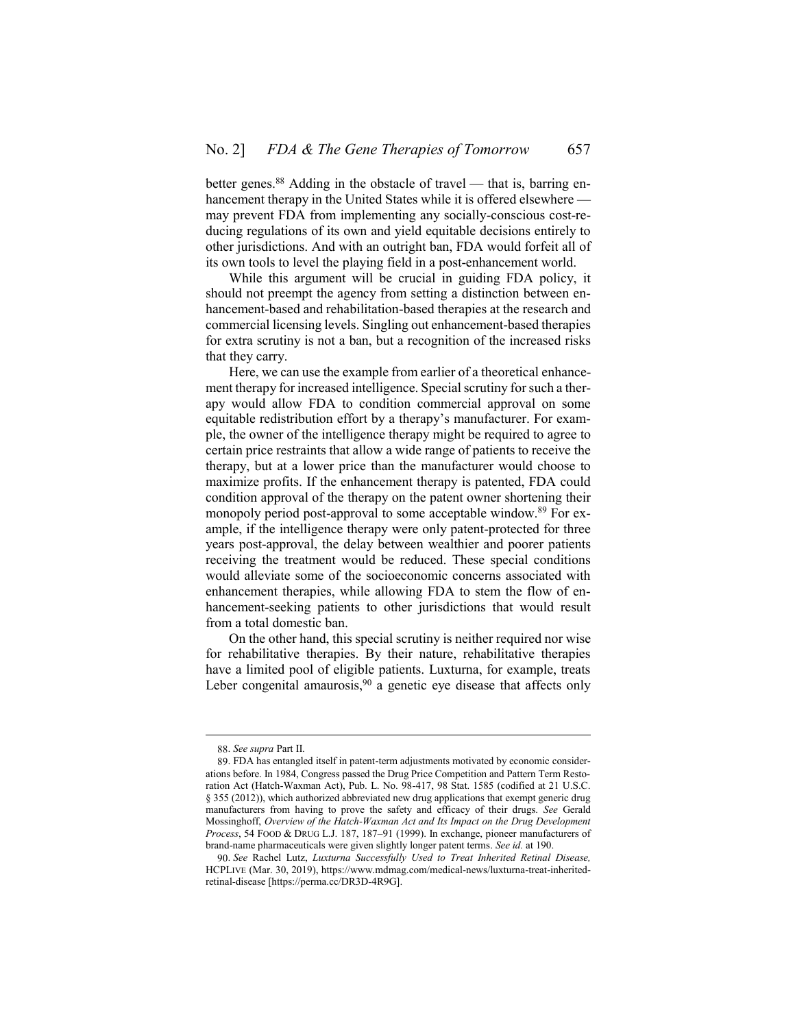better genes.[88] Adding in the obstacle of travel — that is, barring enhancement therapy in the United States while it is offered elsewhere — may prevent FDA from implementing any socially-conscious cost-reducing regulations of its own and yield equitable decisions entirely to other jurisdictions. And with an outright ban, FDA would forfeit all of its own tools to level the playing field in a post-enhancement world.

While this argument will be crucial in guiding FDA policy, it should not preempt the agency from setting a distinction between enhancement-based and rehabilitation-based therapies at the research and commercial licensing levels. Singling out enhancement-based therapies for extra scrutiny is not a ban, but a recognition of the increased risks that they carry.

Here, we can use the example from earlier of a theoretical enhancement therapy for increased intelligence. Special scrutiny for such a therapy would allow FDA to condition commercial approval on some equitable redistribution effort by a therapy's manufacturer. For example, the owner of the intelligence therapy might be required to agree to certain price restraints that allow a wide range of patients to receive the therapy, but at a lower price than the manufacturer would choose to maximize profits. If the enhancement therapy is patented, FDA could condition approval of the therapy on the patent owner shortening their monopoly period post-approval to some acceptable window.[89] For example, if the intelligence therapy were only patent-protected for three years post-approval, the delay between wealthier and poorer patients receiving the treatment would be reduced. These special conditions would alleviate some of the socioeconomic concerns associated with enhancement therapies, while allowing FDA to stem the flow of enhancement-seeking patients to other jurisdictions that would result from a total domestic ban.

On the other hand, this special scrutiny is neither required nor wise for rehabilitative therapies. By their nature, rehabilitative therapies have a limited pool of eligible patients. Luxturna, for example, treats Leber congenital amaurosis,[90] a genetic eye disease that affects only

---

88. *See supra* Part II.

89. FDA has entangled itself in patent-term adjustments motivated by economic considerations before. In 1984, Congress passed the Drug Price Competition and Pattern Term Restoration Act (Hatch-Waxman Act), Pub. L. No. 98-417, 98 Stat. 1585 (codified at 21 U.S.C. § 355 (2012)), which authorized abbreviated new drug applications that exempt generic drug manufacturers from having to prove the safety and efficacy of their drugs. *See* Gerald Mossinghoff, *Overview of the Hatch-Waxman Act and Its Impact on the Drug Development Process*, 54 FOOD & DRUG L.J. 187, 187–91 (1999). In exchange, pioneer manufacturers of brand-name pharmaceuticals were given slightly longer patent terms. *See id.* at 190.

90. *See* Rachel Lutz, *Luxturna Successfully Used to Treat Inherited Retinal Disease,* HCPLIVE (Mar. 30, 2019), https://www.mdmag.com/medical-news/luxturna-treat-inherited-retinal-disease [https://perma.cc/DR3D-4R9G].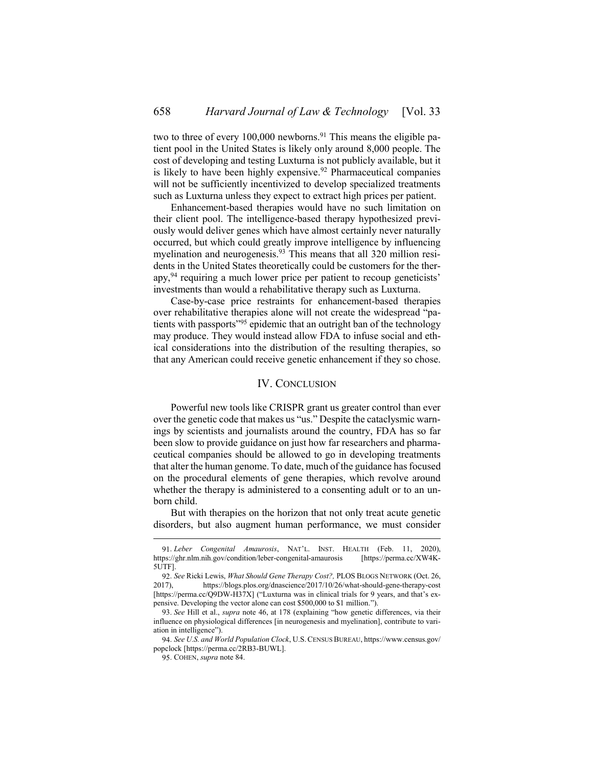two to three of every 100,000 newborns.[91] This means the eligible patient pool in the United States is likely only around 8,000 people. The cost of developing and testing Luxturna is not publicly available, but it is likely to have been highly expensive.[92] Pharmaceutical companies will not be sufficiently incentivized to develop specialized treatments such as Luxturna unless they expect to extract high prices per patient.

Enhancement-based therapies would have no such limitation on their client pool. The intelligence-based therapy hypothesized previously would deliver genes which have almost certainly never naturally occurred, but which could greatly improve intelligence by influencing myelination and neurogenesis.[93] This means that all 320 million residents in the United States theoretically could be customers for the therapy,[94] requiring a much lower price per patient to recoup geneticists' investments than would a rehabilitative therapy such as Luxturna.

Case-by-case price restraints for enhancement-based therapies over rehabilitative therapies alone will not create the widespread "patients with passports"[95] epidemic that an outright ban of the technology may produce. They would instead allow FDA to infuse social and ethical considerations into the distribution of the resulting therapies, so that any American could receive genetic enhancement if they so chose.

## IV. Conclusion

Powerful new tools like CRISPR grant us greater control than ever over the genetic code that makes us "us." Despite the cataclysmic warnings by scientists and journalists around the country, FDA has so far been slow to provide guidance on just how far researchers and pharmaceutical companies should be allowed to go in developing treatments that alter the human genome. To date, much of the guidance has focused on the procedural elements of gene therapies, which revolve around whether the therapy is administered to a consenting adult or to an unborn child.

But with therapies on the horizon that not only treat acute genetic disorders, but also augment human performance, we must consider

---

91. *Leber Congenital Amaurosis*, NAT'L. INST. HEALTH (Feb. 11, 2020), https://ghr.nlm.nih.gov/condition/leber-congenital-amaurosis [https://perma.cc/XW4K-5UTF].

92. *See* Ricki Lewis, *What Should Gene Therapy Cost?,* PLOS BLOGS NETWORK (Oct. 26, 2017), https://blogs.plos.org/dnascience/2017/10/26/what-should-gene-therapy-cost [https://perma.cc/Q9DW-H37X] ("Luxturna was in clinical trials for 9 years, and that's expensive. Developing the vector alone can cost $500,000 to $1 million.").

93. *See* Hill et al., *supra* note 46, at 178 (explaining "how genetic differences, via their influence on physiological differences [in neurogenesis and myelination], contribute to variation in intelligence").

94. *See U.S. and World Population Clock*, U.S. CENSUS BUREAU, https://www.census.gov/popclock [https://perma.cc/2RB3-BUWL].

95. COHEN, *supra* note 84.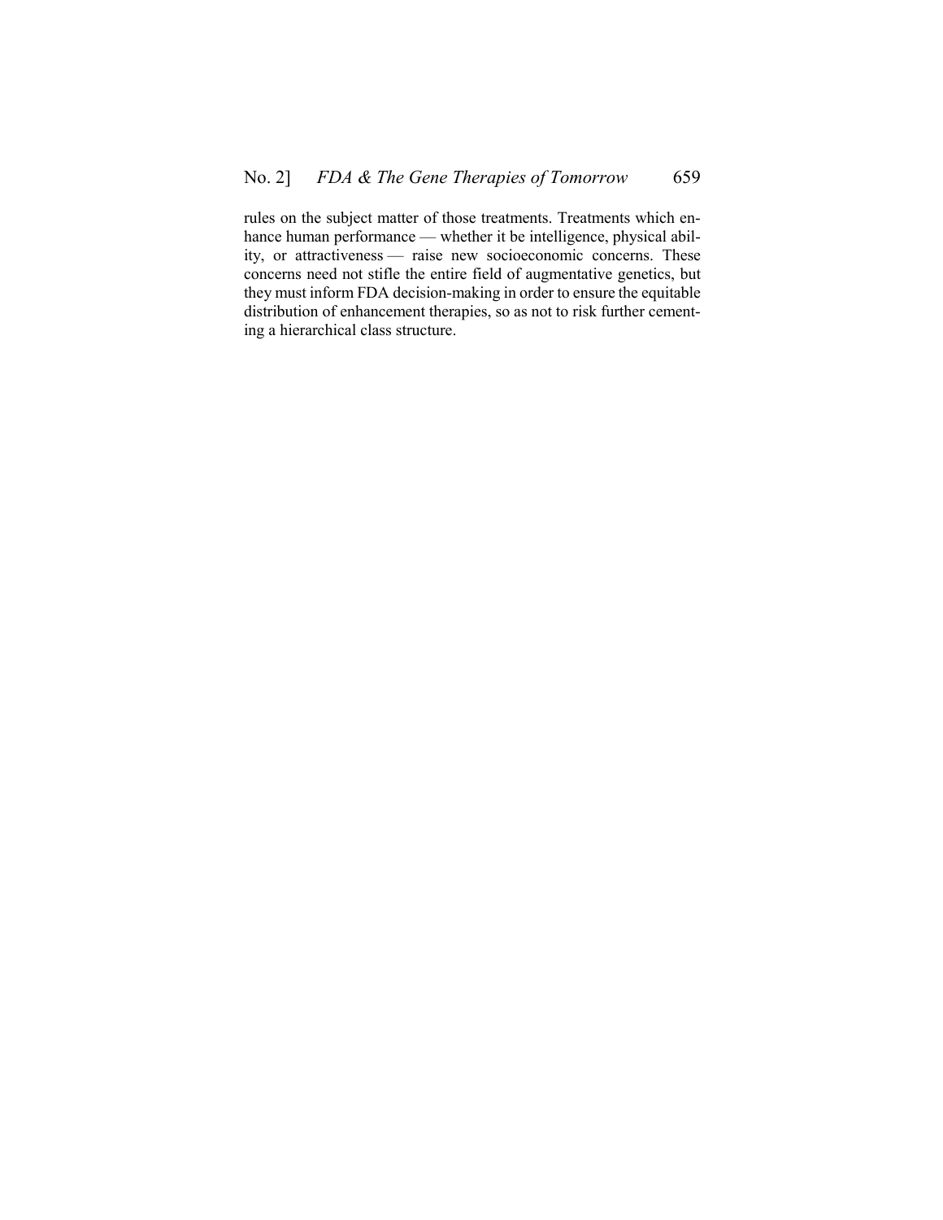rules on the subject matter of those treatments. Treatments which enhance human performance — whether it be intelligence, physical ability, or attractiveness — raise new socioeconomic concerns. These concerns need not stifle the entire field of augmentative genetics, but they must inform FDA decision-making in order to ensure the equitable distribution of enhancement therapies, so as not to risk further cementing a hierarchical class structure.